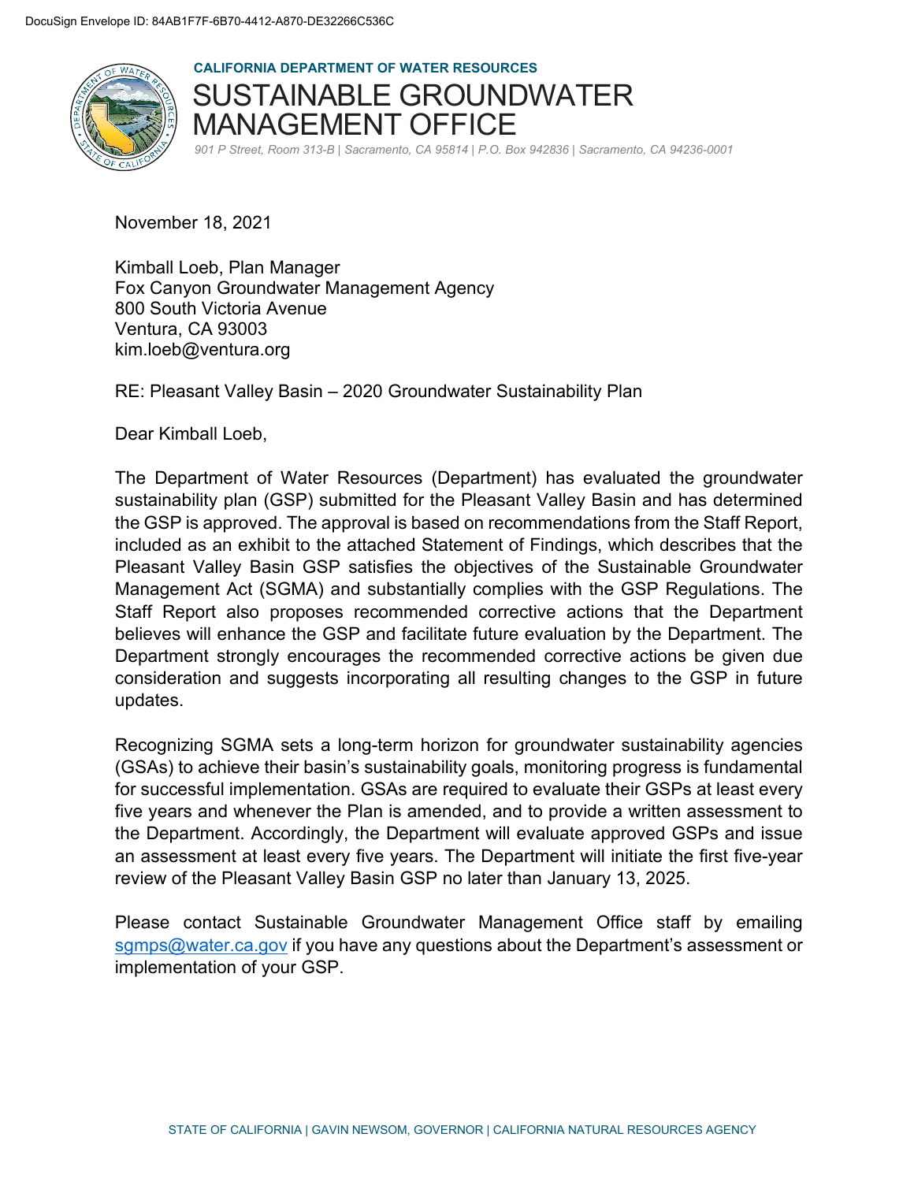DocuSign Envelope ID: 84AB1F7F-6B70-4412-A870-DE32266C536C

**CALIFORNIA DEPARTMENT OF WATER RESOURCES**

# SUSTAINABLE GROUNDWATER MANAGEMENT OFFICE

*901 P Street, Room 313-B | Sacramento, CA 95814 | P.O. Box 942836 | Sacramento, CA 94236-0001*

November 18, 2021

Kimball Loeb, Plan Manager
Fox Canyon Groundwater Management Agency
800 South Victoria Avenue
Ventura, CA 93003
kim.loeb@ventura.org

RE: Pleasant Valley Basin – 2020 Groundwater Sustainability Plan

Dear Kimball Loeb,

The Department of Water Resources (Department) has evaluated the groundwater sustainability plan (GSP) submitted for the Pleasant Valley Basin and has determined the GSP is approved. The approval is based on recommendations from the Staff Report, included as an exhibit to the attached Statement of Findings, which describes that the Pleasant Valley Basin GSP satisfies the objectives of the Sustainable Groundwater Management Act (SGMA) and substantially complies with the GSP Regulations. The Staff Report also proposes recommended corrective actions that the Department believes will enhance the GSP and facilitate future evaluation by the Department. The Department strongly encourages the recommended corrective actions be given due consideration and suggests incorporating all resulting changes to the GSP in future updates.

Recognizing SGMA sets a long-term horizon for groundwater sustainability agencies (GSAs) to achieve their basin's sustainability goals, monitoring progress is fundamental for successful implementation. GSAs are required to evaluate their GSPs at least every five years and whenever the Plan is amended, and to provide a written assessment to the Department. Accordingly, the Department will evaluate approved GSPs and issue an assessment at least every five years. The Department will initiate the first five-year review of the Pleasant Valley Basin GSP no later than January 13, 2025.

Please contact Sustainable Groundwater Management Office staff by emailing sgmps@water.ca.gov if you have any questions about the Department's assessment or implementation of your GSP.

STATE OF CALIFORNIA | GAVIN NEWSOM, GOVERNOR | CALIFORNIA NATURAL RESOURCES AGENCY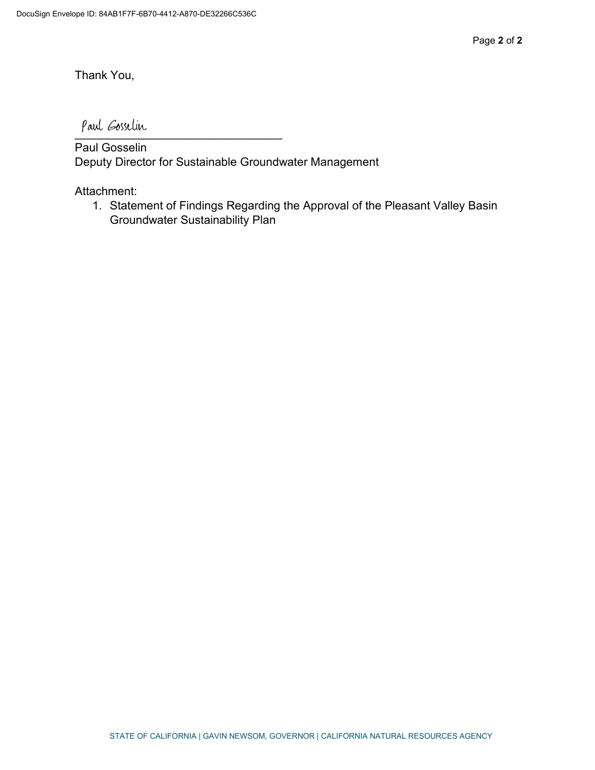Thank You,

Paul Gosselin

Paul Gosselin
Deputy Director for Sustainable Groundwater Management

Attachment:

1. Statement of Findings Regarding the Approval of the Pleasant Valley Basin Groundwater Sustainability Plan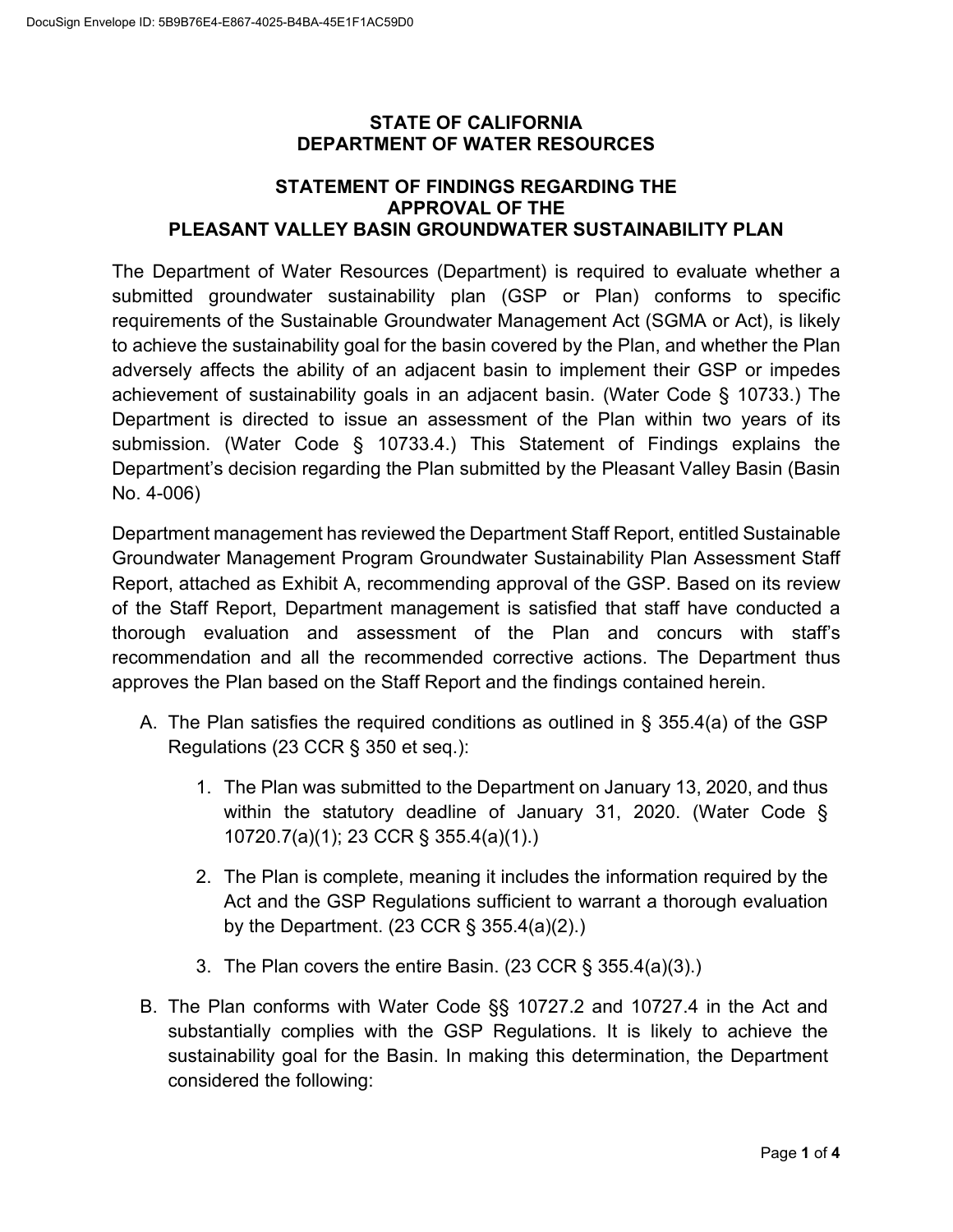**STATE OF CALIFORNIA**
**DEPARTMENT OF WATER RESOURCES**

# STATEMENT OF FINDINGS REGARDING THE APPROVAL OF THE PLEASANT VALLEY BASIN GROUNDWATER SUSTAINABILITY PLAN

The Department of Water Resources (Department) is required to evaluate whether a submitted groundwater sustainability plan (GSP or Plan) conforms to specific requirements of the Sustainable Groundwater Management Act (SGMA or Act), is likely to achieve the sustainability goal for the basin covered by the Plan, and whether the Plan adversely affects the ability of an adjacent basin to implement their GSP or impedes achievement of sustainability goals in an adjacent basin. (Water Code § 10733.) The Department is directed to issue an assessment of the Plan within two years of its submission. (Water Code § 10733.4.) This Statement of Findings explains the Department's decision regarding the Plan submitted by the Pleasant Valley Basin (Basin No. 4-006)

Department management has reviewed the Department Staff Report, entitled Sustainable Groundwater Management Program Groundwater Sustainability Plan Assessment Staff Report, attached as Exhibit A, recommending approval of the GSP. Based on its review of the Staff Report, Department management is satisfied that staff have conducted a thorough evaluation and assessment of the Plan and concurs with staff's recommendation and all the recommended corrective actions. The Department thus approves the Plan based on the Staff Report and the findings contained herein.

A. The Plan satisfies the required conditions as outlined in § 355.4(a) of the GSP Regulations (23 CCR § 350 et seq.):

    1. The Plan was submitted to the Department on January 13, 2020, and thus within the statutory deadline of January 31, 2020. (Water Code § 10720.7(a)(1); 23 CCR § 355.4(a)(1).)

    2. The Plan is complete, meaning it includes the information required by the Act and the GSP Regulations sufficient to warrant a thorough evaluation by the Department. (23 CCR § 355.4(a)(2).)

    3. The Plan covers the entire Basin. (23 CCR § 355.4(a)(3).)

B. The Plan conforms with Water Code §§ 10727.2 and 10727.4 in the Act and substantially complies with the GSP Regulations. It is likely to achieve the sustainability goal for the Basin. In making this determination, the Department considered the following: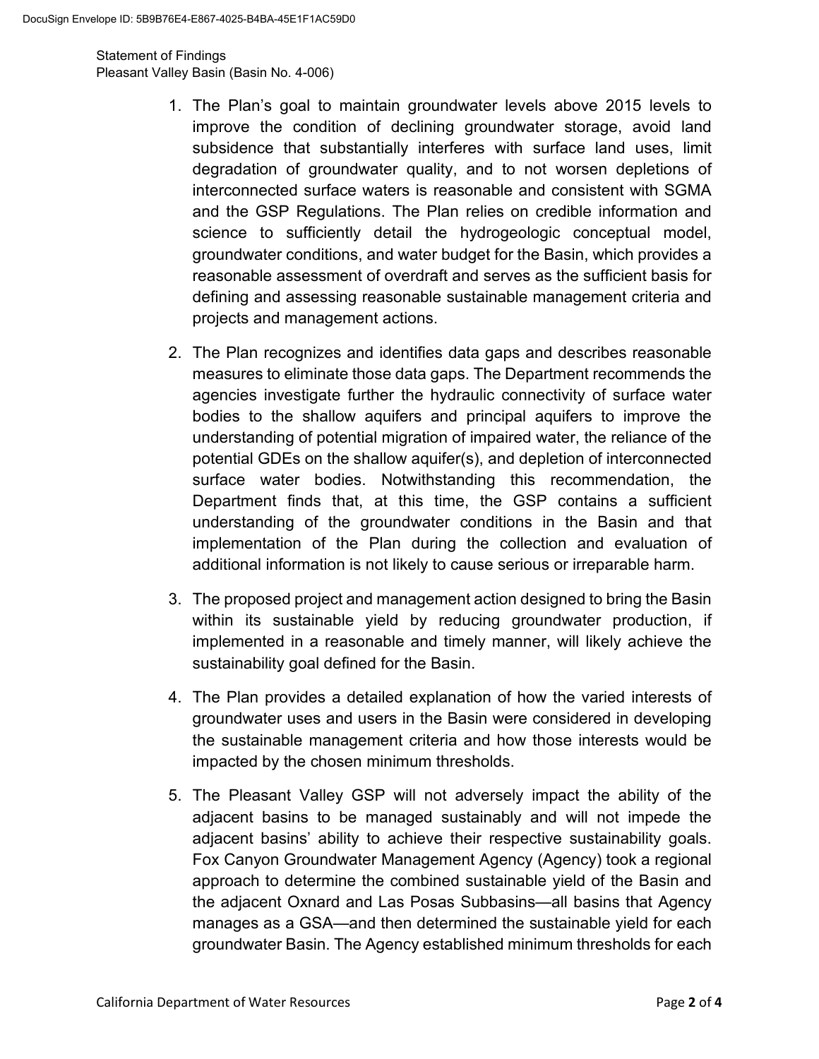1. The Plan's goal to maintain groundwater levels above 2015 levels to improve the condition of declining groundwater storage, avoid land subsidence that substantially interferes with surface land uses, limit degradation of groundwater quality, and to not worsen depletions of interconnected surface waters is reasonable and consistent with SGMA and the GSP Regulations. The Plan relies on credible information and science to sufficiently detail the hydrogeologic conceptual model, groundwater conditions, and water budget for the Basin, which provides a reasonable assessment of overdraft and serves as the sufficient basis for defining and assessing reasonable sustainable management criteria and projects and management actions.

2. The Plan recognizes and identifies data gaps and describes reasonable measures to eliminate those data gaps. The Department recommends the agencies investigate further the hydraulic connectivity of surface water bodies to the shallow aquifers and principal aquifers to improve the understanding of potential migration of impaired water, the reliance of the potential GDEs on the shallow aquifer(s), and depletion of interconnected surface water bodies. Notwithstanding this recommendation, the Department finds that, at this time, the GSP contains a sufficient understanding of the groundwater conditions in the Basin and that implementation of the Plan during the collection and evaluation of additional information is not likely to cause serious or irreparable harm.

3. The proposed project and management action designed to bring the Basin within its sustainable yield by reducing groundwater production, if implemented in a reasonable and timely manner, will likely achieve the sustainability goal defined for the Basin.

4. The Plan provides a detailed explanation of how the varied interests of groundwater uses and users in the Basin were considered in developing the sustainable management criteria and how those interests would be impacted by the chosen minimum thresholds.

5. The Pleasant Valley GSP will not adversely impact the ability of the adjacent basins to be managed sustainably and will not impede the adjacent basins' ability to achieve their respective sustainability goals. Fox Canyon Groundwater Management Agency (Agency) took a regional approach to determine the combined sustainable yield of the Basin and the adjacent Oxnard and Las Posas Subbasins—all basins that Agency manages as a GSA—and then determined the sustainable yield for each groundwater Basin. The Agency established minimum thresholds for each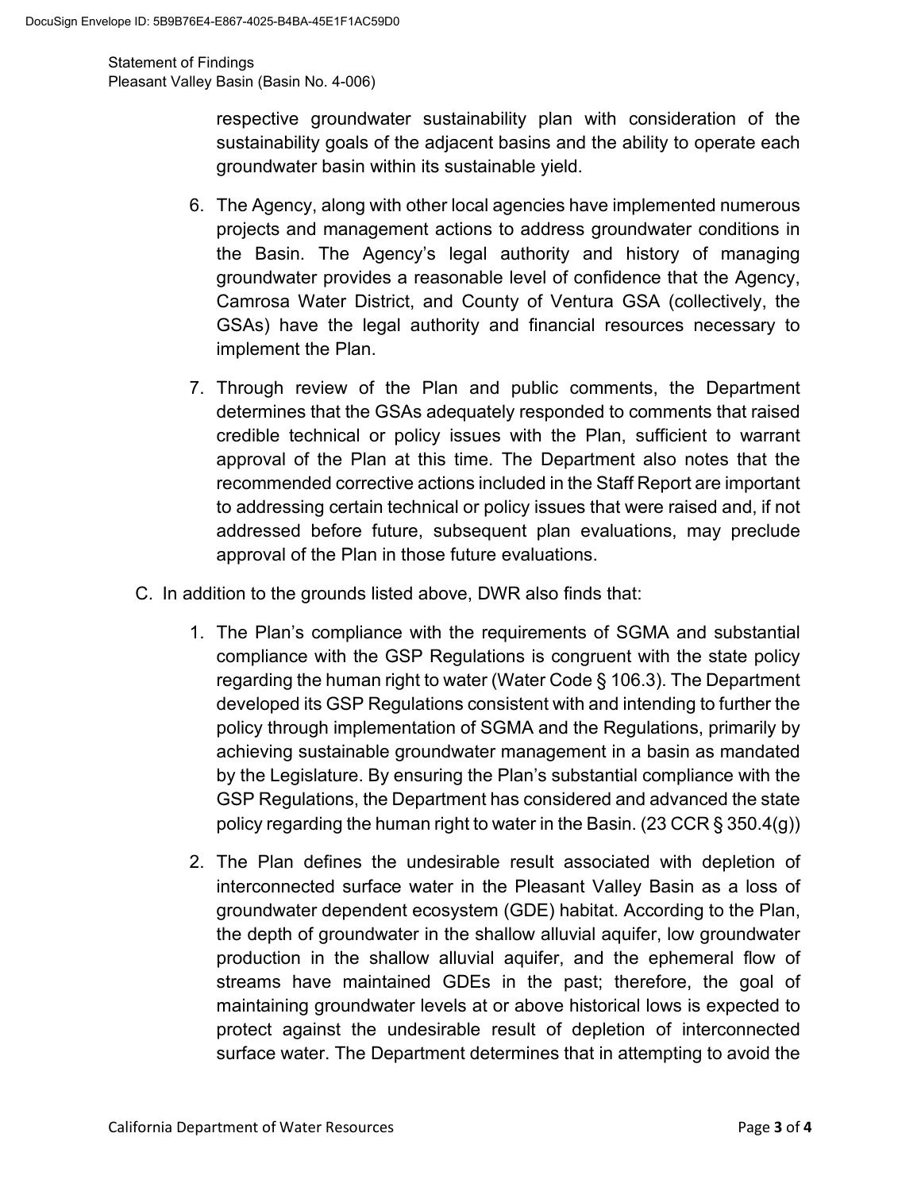respective groundwater sustainability plan with consideration of the sustainability goals of the adjacent basins and the ability to operate each groundwater basin within its sustainable yield.

6. The Agency, along with other local agencies have implemented numerous projects and management actions to address groundwater conditions in the Basin. The Agency's legal authority and history of managing groundwater provides a reasonable level of confidence that the Agency, Camrosa Water District, and County of Ventura GSA (collectively, the GSAs) have the legal authority and financial resources necessary to implement the Plan.

7. Through review of the Plan and public comments, the Department determines that the GSAs adequately responded to comments that raised credible technical or policy issues with the Plan, sufficient to warrant approval of the Plan at this time. The Department also notes that the recommended corrective actions included in the Staff Report are important to addressing certain technical or policy issues that were raised and, if not addressed before future, subsequent plan evaluations, may preclude approval of the Plan in those future evaluations.

C. In addition to the grounds listed above, DWR also finds that:

1. The Plan's compliance with the requirements of SGMA and substantial compliance with the GSP Regulations is congruent with the state policy regarding the human right to water (Water Code § 106.3). The Department developed its GSP Regulations consistent with and intending to further the policy through implementation of SGMA and the Regulations, primarily by achieving sustainable groundwater management in a basin as mandated by the Legislature. By ensuring the Plan's substantial compliance with the GSP Regulations, the Department has considered and advanced the state policy regarding the human right to water in the Basin. (23 CCR § 350.4(g))

2. The Plan defines the undesirable result associated with depletion of interconnected surface water in the Pleasant Valley Basin as a loss of groundwater dependent ecosystem (GDE) habitat. According to the Plan, the depth of groundwater in the shallow alluvial aquifer, low groundwater production in the shallow alluvial aquifer, and the ephemeral flow of streams have maintained GDEs in the past; therefore, the goal of maintaining groundwater levels at or above historical lows is expected to protect against the undesirable result of depletion of interconnected surface water. The Department determines that in attempting to avoid the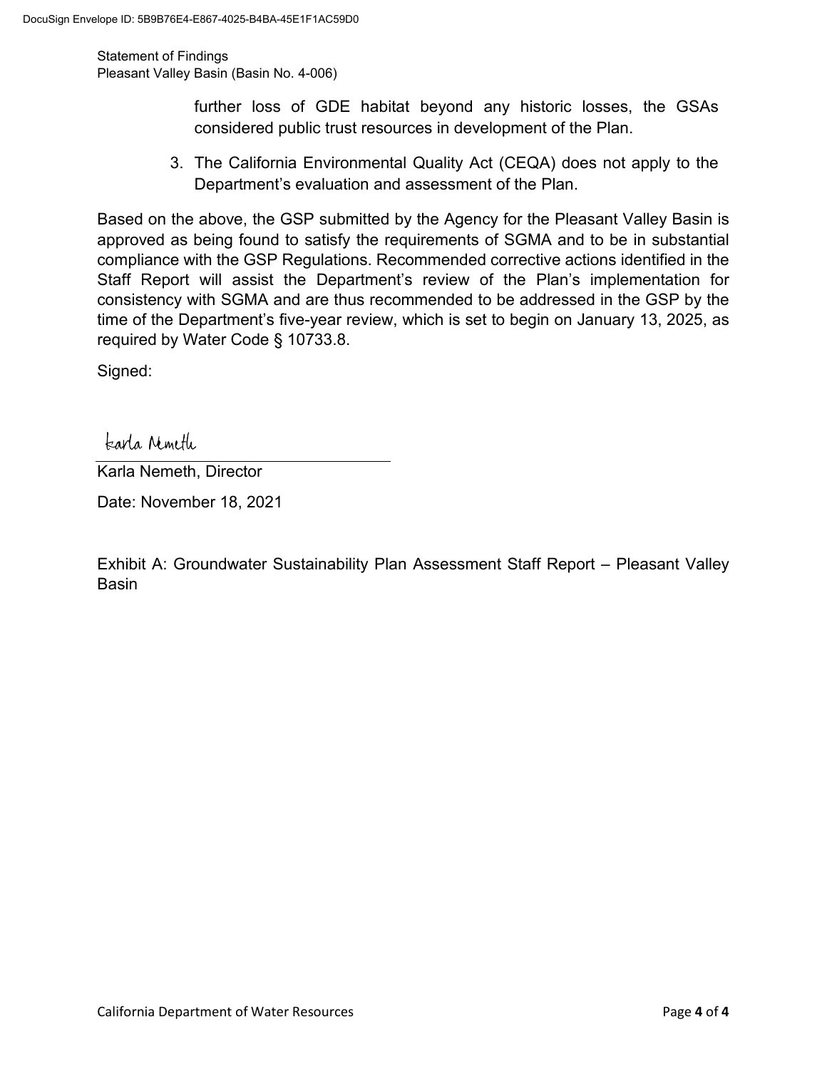further loss of GDE habitat beyond any historic losses, the GSAs considered public trust resources in development of the Plan.

3. The California Environmental Quality Act (CEQA) does not apply to the Department's evaluation and assessment of the Plan.

Based on the above, the GSP submitted by the Agency for the Pleasant Valley Basin is approved as being found to satisfy the requirements of SGMA and to be in substantial compliance with the GSP Regulations. Recommended corrective actions identified in the Staff Report will assist the Department's review of the Plan's implementation for consistency with SGMA and are thus recommended to be addressed in the GSP by the time of the Department's five-year review, which is set to begin on January 13, 2025, as required by Water Code § 10733.8.

Signed:

Karla Nemeth

Karla Nemeth, Director

Date: November 18, 2021

Exhibit A: Groundwater Sustainability Plan Assessment Staff Report – Pleasant Valley Basin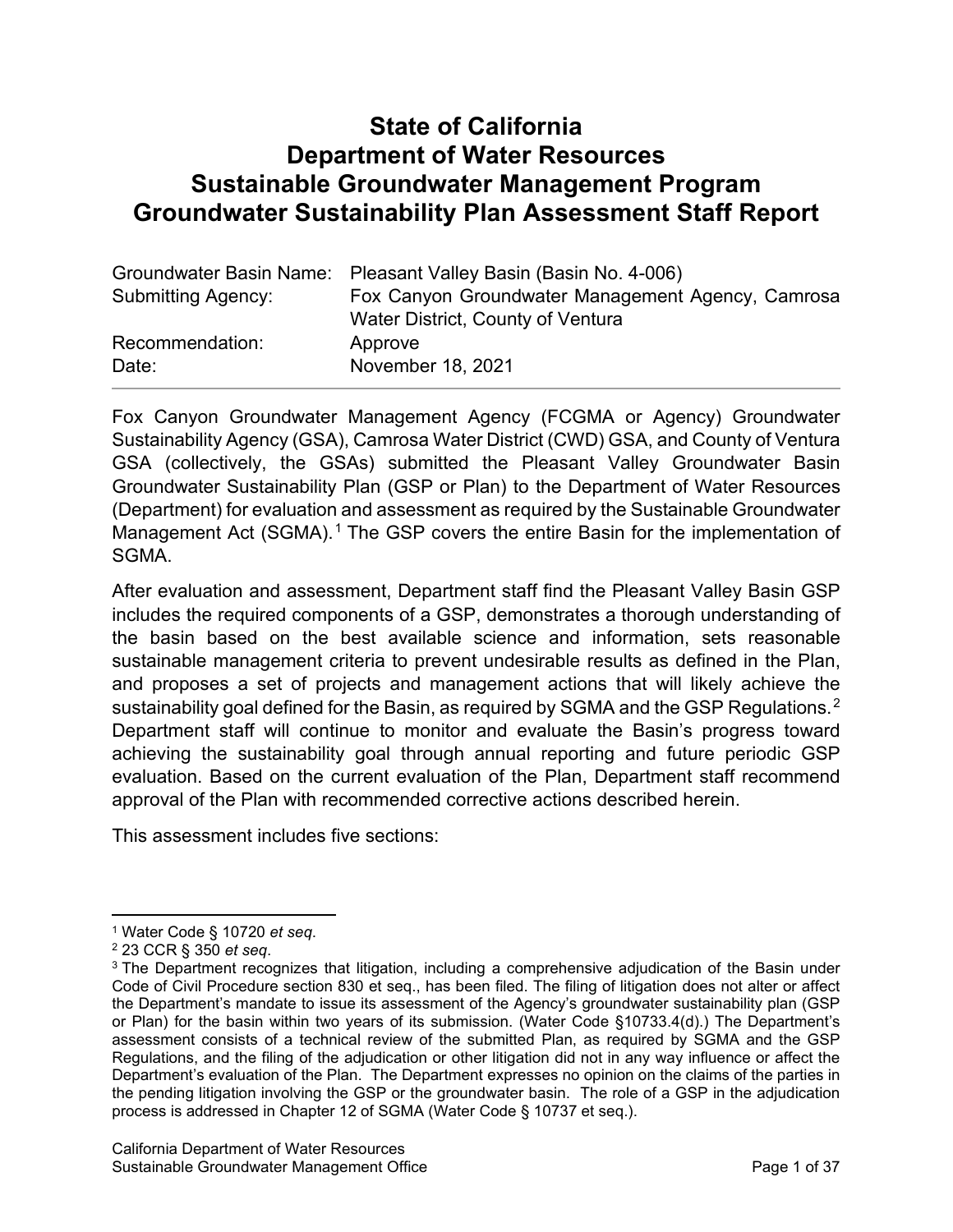# State of California
# Department of Water Resources
# Sustainable Groundwater Management Program
# Groundwater Sustainability Plan Assessment Staff Report

| | |
|---|---|
| Groundwater Basin Name: | Pleasant Valley Basin (Basin No. 4-006) |
| Submitting Agency: | Fox Canyon Groundwater Management Agency, Camrosa Water District, County of Ventura |
| Recommendation: | Approve |
| Date: | November 18, 2021 |

Fox Canyon Groundwater Management Agency (FCGMA or Agency) Groundwater Sustainability Agency (GSA), Camrosa Water District (CWD) GSA, and County of Ventura GSA (collectively, the GSAs) submitted the Pleasant Valley Groundwater Basin Groundwater Sustainability Plan (GSP or Plan) to the Department of Water Resources (Department) for evaluation and assessment as required by the Sustainable Groundwater Management Act (SGMA).[1] The GSP covers the entire Basin for the implementation of SGMA.

After evaluation and assessment, Department staff find the Pleasant Valley Basin GSP includes the required components of a GSP, demonstrates a thorough understanding of the basin based on the best available science and information, sets reasonable sustainable management criteria to prevent undesirable results as defined in the Plan, and proposes a set of projects and management actions that will likely achieve the sustainability goal defined for the Basin, as required by SGMA and the GSP Regulations.[2] Department staff will continue to monitor and evaluate the Basin's progress toward achieving the sustainability goal through annual reporting and future periodic GSP evaluation. Based on the current evaluation of the Plan, Department staff recommend approval of the Plan with recommended corrective actions described herein.

This assessment includes five sections:

---

[1] Water Code § 10720 *et seq*.

[2] 23 CCR § 350 *et seq*.

[3] The Department recognizes that litigation, including a comprehensive adjudication of the Basin under Code of Civil Procedure section 830 et seq., has been filed. The filing of litigation does not alter or affect the Department's mandate to issue its assessment of the Agency's groundwater sustainability plan (GSP or Plan) for the basin within two years of its submission. (Water Code §10733.4(d).) The Department's assessment consists of a technical review of the submitted Plan, as required by SGMA and the GSP Regulations, and the filing of the adjudication or other litigation did not in any way influence or affect the Department's evaluation of the Plan. The Department expresses no opinion on the claims of the parties in the pending litigation involving the GSP or the groundwater basin. The role of a GSP in the adjudication process is addressed in Chapter 12 of SGMA (Water Code § 10737 et seq.).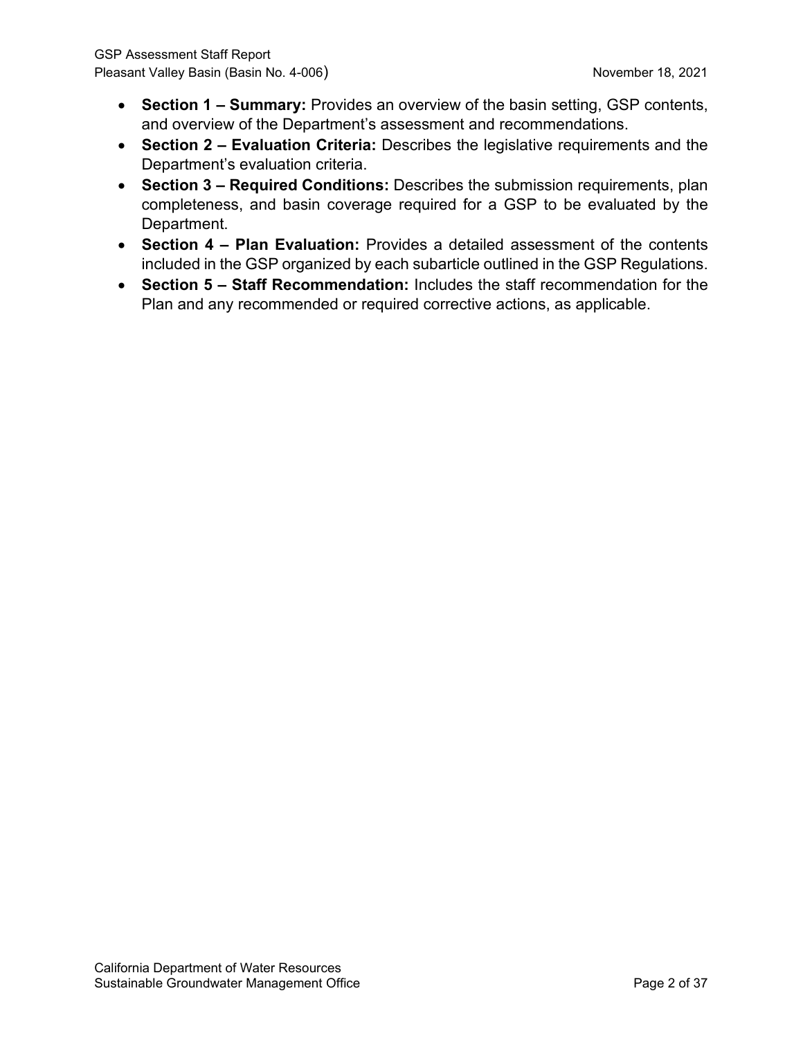- **Section 1 – Summary:** Provides an overview of the basin setting, GSP contents, and overview of the Department's assessment and recommendations.
- **Section 2 – Evaluation Criteria:** Describes the legislative requirements and the Department's evaluation criteria.
- **Section 3 – Required Conditions:** Describes the submission requirements, plan completeness, and basin coverage required for a GSP to be evaluated by the Department.
- **Section 4 – Plan Evaluation:** Provides a detailed assessment of the contents included in the GSP organized by each subarticle outlined in the GSP Regulations.
- **Section 5 – Staff Recommendation:** Includes the staff recommendation for the Plan and any recommended or required corrective actions, as applicable.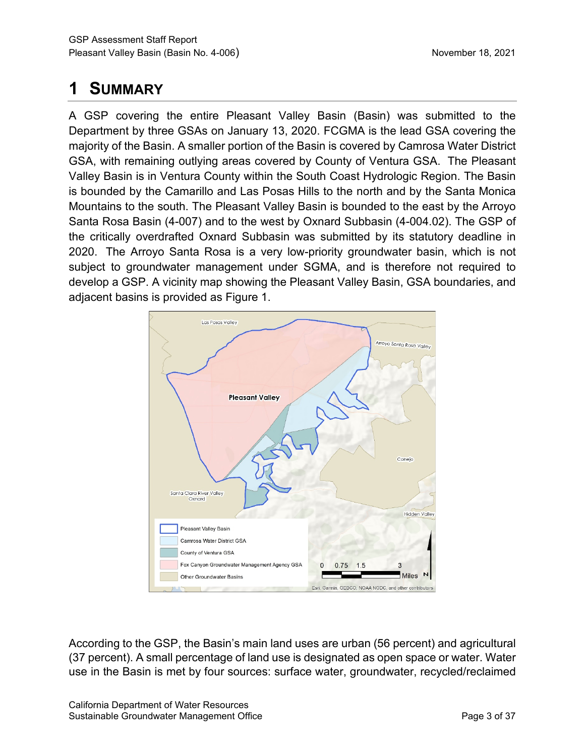# 1 SUMMARY

A GSP covering the entire Pleasant Valley Basin (Basin) was submitted to the Department by three GSAs on January 13, 2020. FCGMA is the lead GSA covering the majority of the Basin. A smaller portion of the Basin is covered by Camrosa Water District GSA, with remaining outlying areas covered by County of Ventura GSA. The Pleasant Valley Basin is in Ventura County within the South Coast Hydrologic Region. The Basin is bounded by the Camarillo and Las Posas Hills to the north and by the Santa Monica Mountains to the south. The Pleasant Valley Basin is bounded to the east by the Arroyo Santa Rosa Basin (4-007) and to the west by Oxnard Subbasin (4-004.02). The GSP of the critically overdrafted Oxnard Subbasin was submitted by its statutory deadline in 2020. The Arroyo Santa Rosa is a very low-priority groundwater basin, which is not subject to groundwater management under SGMA, and is therefore not required to develop a GSP. A vicinity map showing the Pleasant Valley Basin, GSA boundaries, and adjacent basins is provided as Figure 1.

According to the GSP, the Basin's main land uses are urban (56 percent) and agricultural (37 percent). A small percentage of land use is designated as open space or water. Water use in the Basin is met by four sources: surface water, groundwater, recycled/reclaimed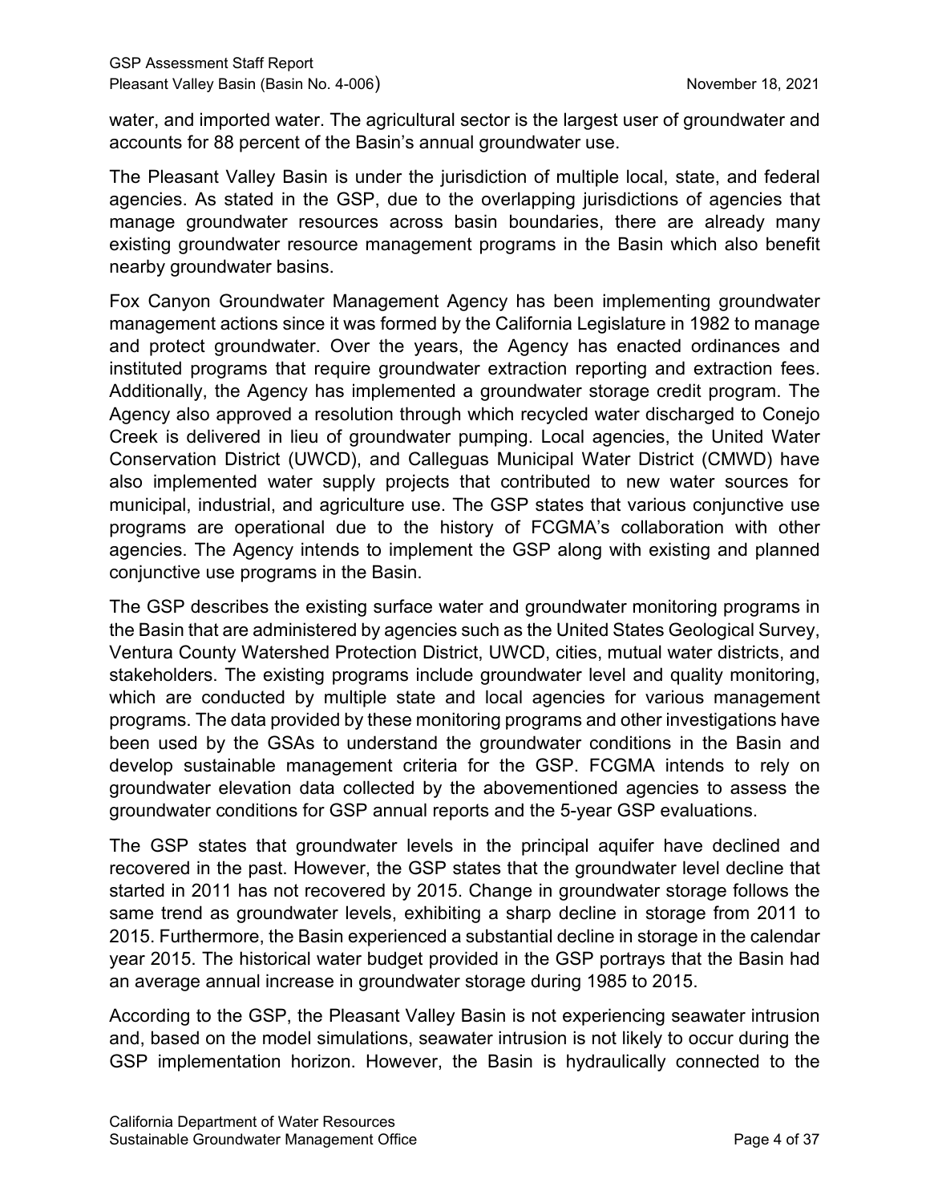water, and imported water. The agricultural sector is the largest user of groundwater and accounts for 88 percent of the Basin's annual groundwater use.

The Pleasant Valley Basin is under the jurisdiction of multiple local, state, and federal agencies. As stated in the GSP, due to the overlapping jurisdictions of agencies that manage groundwater resources across basin boundaries, there are already many existing groundwater resource management programs in the Basin which also benefit nearby groundwater basins.

Fox Canyon Groundwater Management Agency has been implementing groundwater management actions since it was formed by the California Legislature in 1982 to manage and protect groundwater. Over the years, the Agency has enacted ordinances and instituted programs that require groundwater extraction reporting and extraction fees. Additionally, the Agency has implemented a groundwater storage credit program. The Agency also approved a resolution through which recycled water discharged to Conejo Creek is delivered in lieu of groundwater pumping. Local agencies, the United Water Conservation District (UWCD), and Calleguas Municipal Water District (CMWD) have also implemented water supply projects that contributed to new water sources for municipal, industrial, and agriculture use. The GSP states that various conjunctive use programs are operational due to the history of FCGMA's collaboration with other agencies. The Agency intends to implement the GSP along with existing and planned conjunctive use programs in the Basin.

The GSP describes the existing surface water and groundwater monitoring programs in the Basin that are administered by agencies such as the United States Geological Survey, Ventura County Watershed Protection District, UWCD, cities, mutual water districts, and stakeholders. The existing programs include groundwater level and quality monitoring, which are conducted by multiple state and local agencies for various management programs. The data provided by these monitoring programs and other investigations have been used by the GSAs to understand the groundwater conditions in the Basin and develop sustainable management criteria for the GSP. FCGMA intends to rely on groundwater elevation data collected by the abovementioned agencies to assess the groundwater conditions for GSP annual reports and the 5-year GSP evaluations.

The GSP states that groundwater levels in the principal aquifer have declined and recovered in the past. However, the GSP states that the groundwater level decline that started in 2011 has not recovered by 2015. Change in groundwater storage follows the same trend as groundwater levels, exhibiting a sharp decline in storage from 2011 to 2015. Furthermore, the Basin experienced a substantial decline in storage in the calendar year 2015. The historical water budget provided in the GSP portrays that the Basin had an average annual increase in groundwater storage during 1985 to 2015.

According to the GSP, the Pleasant Valley Basin is not experiencing seawater intrusion and, based on the model simulations, seawater intrusion is not likely to occur during the GSP implementation horizon. However, the Basin is hydraulically connected to the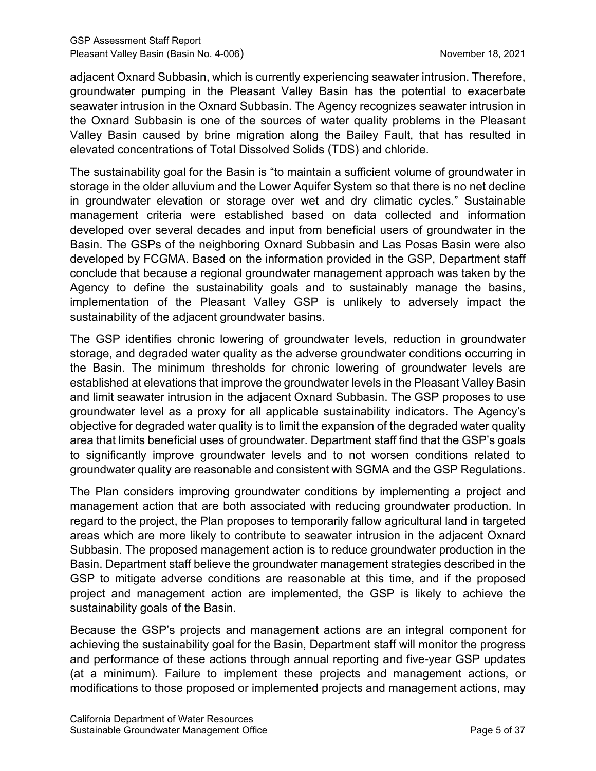adjacent Oxnard Subbasin, which is currently experiencing seawater intrusion. Therefore, groundwater pumping in the Pleasant Valley Basin has the potential to exacerbate seawater intrusion in the Oxnard Subbasin. The Agency recognizes seawater intrusion in the Oxnard Subbasin is one of the sources of water quality problems in the Pleasant Valley Basin caused by brine migration along the Bailey Fault, that has resulted in elevated concentrations of Total Dissolved Solids (TDS) and chloride.

The sustainability goal for the Basin is "to maintain a sufficient volume of groundwater in storage in the older alluvium and the Lower Aquifer System so that there is no net decline in groundwater elevation or storage over wet and dry climatic cycles." Sustainable management criteria were established based on data collected and information developed over several decades and input from beneficial users of groundwater in the Basin. The GSPs of the neighboring Oxnard Subbasin and Las Posas Basin were also developed by FCGMA. Based on the information provided in the GSP, Department staff conclude that because a regional groundwater management approach was taken by the Agency to define the sustainability goals and to sustainably manage the basins, implementation of the Pleasant Valley GSP is unlikely to adversely impact the sustainability of the adjacent groundwater basins.

The GSP identifies chronic lowering of groundwater levels, reduction in groundwater storage, and degraded water quality as the adverse groundwater conditions occurring in the Basin. The minimum thresholds for chronic lowering of groundwater levels are established at elevations that improve the groundwater levels in the Pleasant Valley Basin and limit seawater intrusion in the adjacent Oxnard Subbasin. The GSP proposes to use groundwater level as a proxy for all applicable sustainability indicators. The Agency's objective for degraded water quality is to limit the expansion of the degraded water quality area that limits beneficial uses of groundwater. Department staff find that the GSP's goals to significantly improve groundwater levels and to not worsen conditions related to groundwater quality are reasonable and consistent with SGMA and the GSP Regulations.

The Plan considers improving groundwater conditions by implementing a project and management action that are both associated with reducing groundwater production. In regard to the project, the Plan proposes to temporarily fallow agricultural land in targeted areas which are more likely to contribute to seawater intrusion in the adjacent Oxnard Subbasin. The proposed management action is to reduce groundwater production in the Basin. Department staff believe the groundwater management strategies described in the GSP to mitigate adverse conditions are reasonable at this time, and if the proposed project and management action are implemented, the GSP is likely to achieve the sustainability goals of the Basin.

Because the GSP's projects and management actions are an integral component for achieving the sustainability goal for the Basin, Department staff will monitor the progress and performance of these actions through annual reporting and five-year GSP updates (at a minimum). Failure to implement these projects and management actions, or modifications to those proposed or implemented projects and management actions, may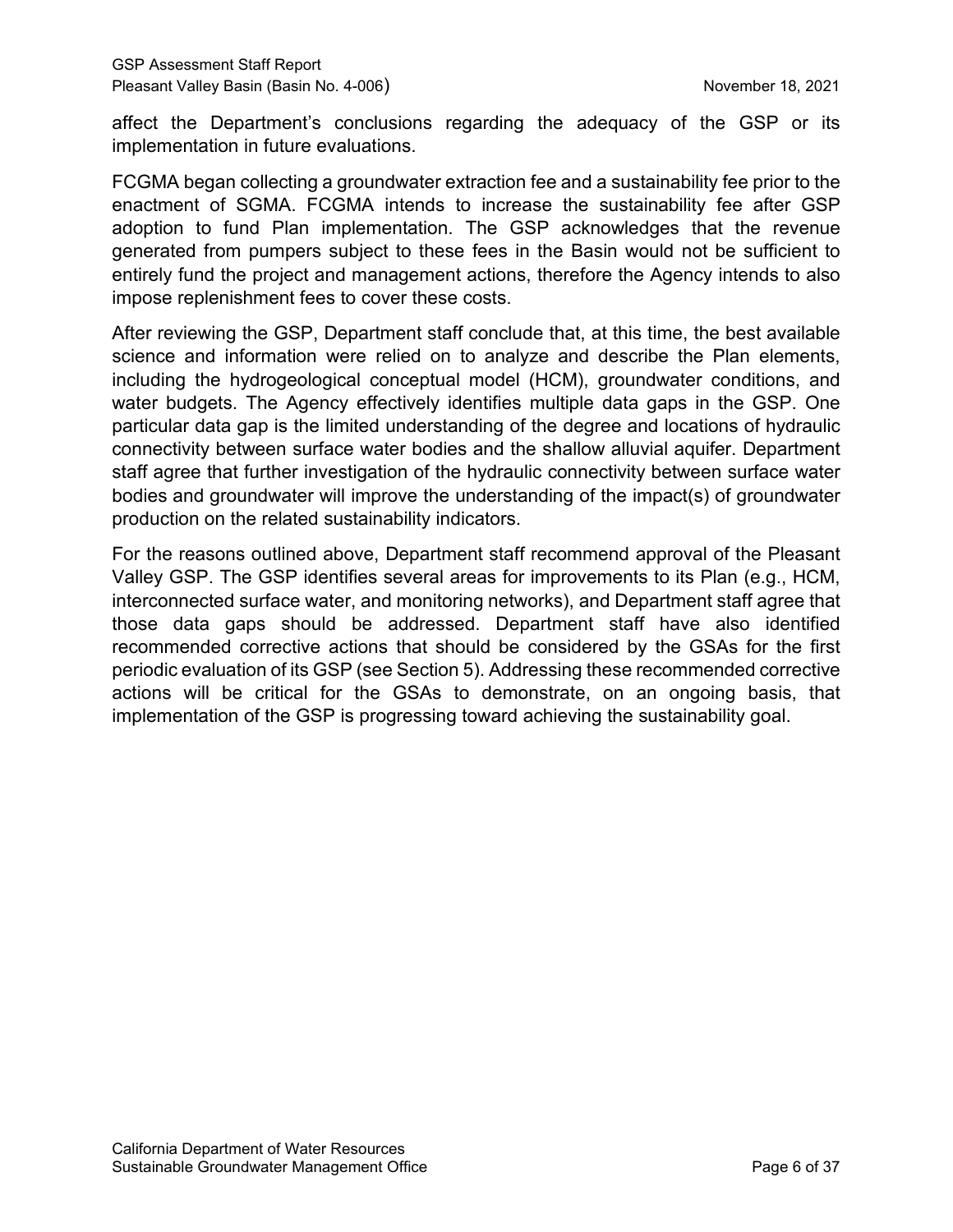affect the Department's conclusions regarding the adequacy of the GSP or its implementation in future evaluations.

FCGMA began collecting a groundwater extraction fee and a sustainability fee prior to the enactment of SGMA. FCGMA intends to increase the sustainability fee after GSP adoption to fund Plan implementation. The GSP acknowledges that the revenue generated from pumpers subject to these fees in the Basin would not be sufficient to entirely fund the project and management actions, therefore the Agency intends to also impose replenishment fees to cover these costs.

After reviewing the GSP, Department staff conclude that, at this time, the best available science and information were relied on to analyze and describe the Plan elements, including the hydrogeological conceptual model (HCM), groundwater conditions, and water budgets. The Agency effectively identifies multiple data gaps in the GSP. One particular data gap is the limited understanding of the degree and locations of hydraulic connectivity between surface water bodies and the shallow alluvial aquifer. Department staff agree that further investigation of the hydraulic connectivity between surface water bodies and groundwater will improve the understanding of the impact(s) of groundwater production on the related sustainability indicators.

For the reasons outlined above, Department staff recommend approval of the Pleasant Valley GSP. The GSP identifies several areas for improvements to its Plan (e.g., HCM, interconnected surface water, and monitoring networks), and Department staff agree that those data gaps should be addressed. Department staff have also identified recommended corrective actions that should be considered by the GSAs for the first periodic evaluation of its GSP (see Section 5). Addressing these recommended corrective actions will be critical for the GSAs to demonstrate, on an ongoing basis, that implementation of the GSP is progressing toward achieving the sustainability goal.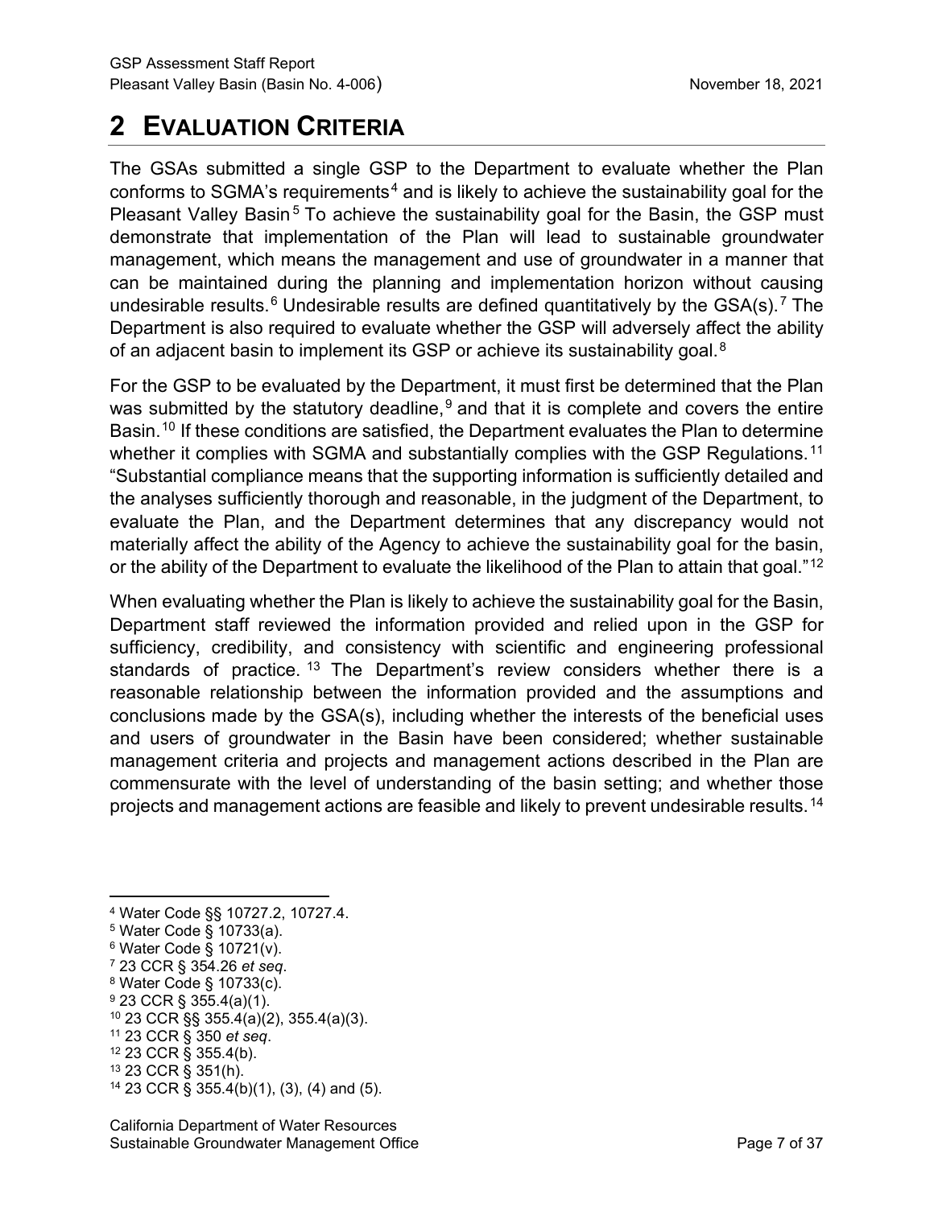# 2 EVALUATION CRITERIA

The GSAs submitted a single GSP to the Department to evaluate whether the Plan conforms to SGMA's requirements[4] and is likely to achieve the sustainability goal for the Pleasant Valley Basin[5] To achieve the sustainability goal for the Basin, the GSP must demonstrate that implementation of the Plan will lead to sustainable groundwater management, which means the management and use of groundwater in a manner that can be maintained during the planning and implementation horizon without causing undesirable results.[6] Undesirable results are defined quantitatively by the GSA(s).[7] The Department is also required to evaluate whether the GSP will adversely affect the ability of an adjacent basin to implement its GSP or achieve its sustainability goal.[8]

For the GSP to be evaluated by the Department, it must first be determined that the Plan was submitted by the statutory deadline,[9] and that it is complete and covers the entire Basin.[10] If these conditions are satisfied, the Department evaluates the Plan to determine whether it complies with SGMA and substantially complies with the GSP Regulations.[11] "Substantial compliance means that the supporting information is sufficiently detailed and the analyses sufficiently thorough and reasonable, in the judgment of the Department, to evaluate the Plan, and the Department determines that any discrepancy would not materially affect the ability of the Agency to achieve the sustainability goal for the basin, or the ability of the Department to evaluate the likelihood of the Plan to attain that goal."[12]

When evaluating whether the Plan is likely to achieve the sustainability goal for the Basin, Department staff reviewed the information provided and relied upon in the GSP for sufficiency, credibility, and consistency with scientific and engineering professional standards of practice.[13] The Department's review considers whether there is a reasonable relationship between the information provided and the assumptions and conclusions made by the GSA(s), including whether the interests of the beneficial uses and users of groundwater in the Basin have been considered; whether sustainable management criteria and projects and management actions described in the Plan are commensurate with the level of understanding of the basin setting; and whether those projects and management actions are feasible and likely to prevent undesirable results.[14]

---

[4] Water Code §§ 10727.2, 10727.4.
[5] Water Code § 10733(a).
[6] Water Code § 10721(v).
[7] 23 CCR § 354.26 *et seq*.
[8] Water Code § 10733(c).
[9] 23 CCR § 355.4(a)(1).
[10] 23 CCR §§ 355.4(a)(2), 355.4(a)(3).
[11] 23 CCR § 350 *et seq*.
[12] 23 CCR § 355.4(b).
[13] 23 CCR § 351(h).
[14] 23 CCR § 355.4(b)(1), (3), (4) and (5).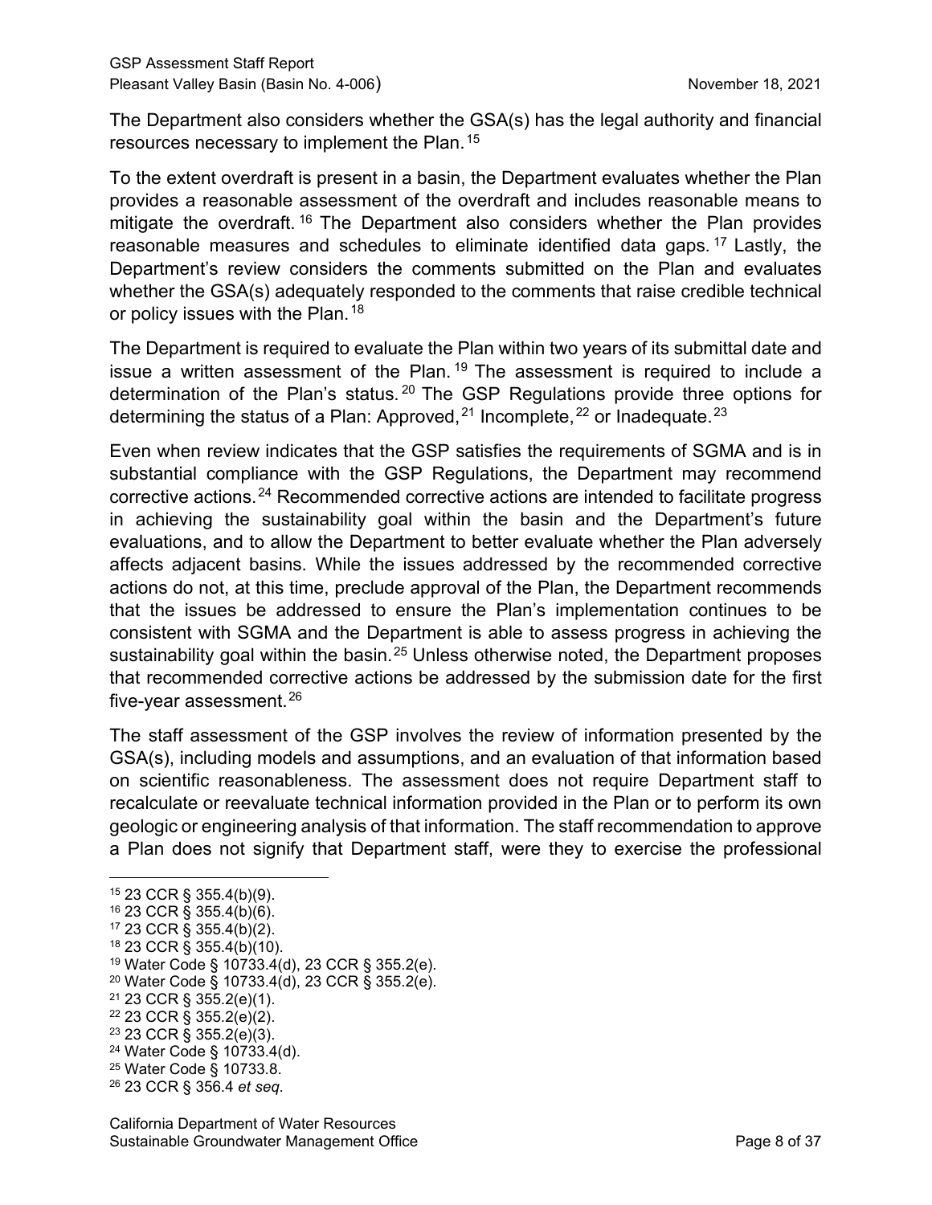The Department also considers whether the GSA(s) has the legal authority and financial resources necessary to implement the Plan.[15]

To the extent overdraft is present in a basin, the Department evaluates whether the Plan provides a reasonable assessment of the overdraft and includes reasonable means to mitigate the overdraft.[16] The Department also considers whether the Plan provides reasonable measures and schedules to eliminate identified data gaps.[17] Lastly, the Department's review considers the comments submitted on the Plan and evaluates whether the GSA(s) adequately responded to the comments that raise credible technical or policy issues with the Plan.[18]

The Department is required to evaluate the Plan within two years of its submittal date and issue a written assessment of the Plan.[19] The assessment is required to include a determination of the Plan's status.[20] The GSP Regulations provide three options for determining the status of a Plan: Approved,[21] Incomplete,[22] or Inadequate.[23]

Even when review indicates that the GSP satisfies the requirements of SGMA and is in substantial compliance with the GSP Regulations, the Department may recommend corrective actions.[24] Recommended corrective actions are intended to facilitate progress in achieving the sustainability goal within the basin and the Department's future evaluations, and to allow the Department to better evaluate whether the Plan adversely affects adjacent basins. While the issues addressed by the recommended corrective actions do not, at this time, preclude approval of the Plan, the Department recommends that the issues be addressed to ensure the Plan's implementation continues to be consistent with SGMA and the Department is able to assess progress in achieving the sustainability goal within the basin.[25] Unless otherwise noted, the Department proposes that recommended corrective actions be addressed by the submission date for the first five-year assessment.[26]

The staff assessment of the GSP involves the review of information presented by the GSA(s), including models and assumptions, and an evaluation of that information based on scientific reasonableness. The assessment does not require Department staff to recalculate or reevaluate technical information provided in the Plan or to perform its own geologic or engineering analysis of that information. The staff recommendation to approve a Plan does not signify that Department staff, were they to exercise the professional

---

[15] 23 CCR § 355.4(b)(9).
[16] 23 CCR § 355.4(b)(6).
[17] 23 CCR § 355.4(b)(2).
[18] 23 CCR § 355.4(b)(10).
[19] Water Code § 10733.4(d), 23 CCR § 355.2(e).
[20] Water Code § 10733.4(d), 23 CCR § 355.2(e).
[21] 23 CCR § 355.2(e)(1).
[22] 23 CCR § 355.2(e)(2).
[23] 23 CCR § 355.2(e)(3).
[24] Water Code § 10733.4(d).
[25] Water Code § 10733.8.
[26] 23 CCR § 356.4 *et seq.*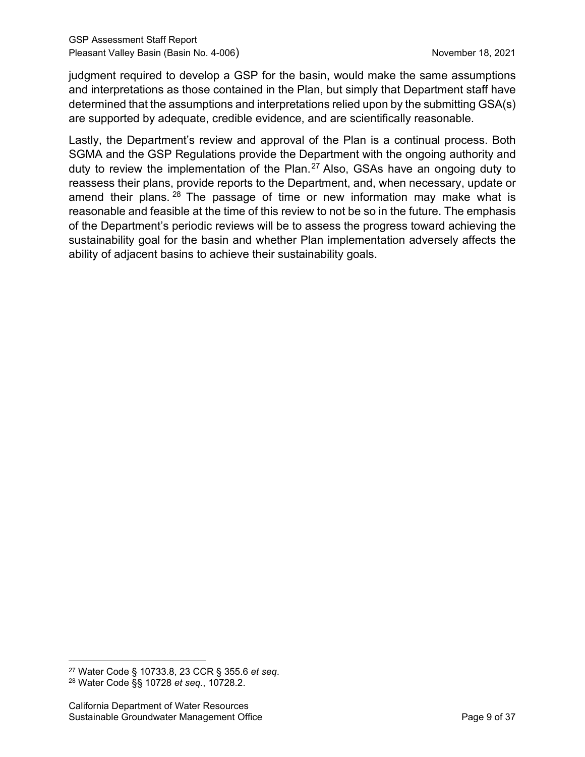judgment required to develop a GSP for the basin, would make the same assumptions and interpretations as those contained in the Plan, but simply that Department staff have determined that the assumptions and interpretations relied upon by the submitting GSA(s) are supported by adequate, credible evidence, and are scientifically reasonable.

Lastly, the Department's review and approval of the Plan is a continual process. Both SGMA and the GSP Regulations provide the Department with the ongoing authority and duty to review the implementation of the Plan.[27] Also, GSAs have an ongoing duty to reassess their plans, provide reports to the Department, and, when necessary, update or amend their plans.[28] The passage of time or new information may make what is reasonable and feasible at the time of this review to not be so in the future. The emphasis of the Department's periodic reviews will be to assess the progress toward achieving the sustainability goal for the basin and whether Plan implementation adversely affects the ability of adjacent basins to achieve their sustainability goals.

---

[27] Water Code § 10733.8, 23 CCR § 355.6 *et seq*.

[28] Water Code §§ 10728 *et seq.*, 10728.2.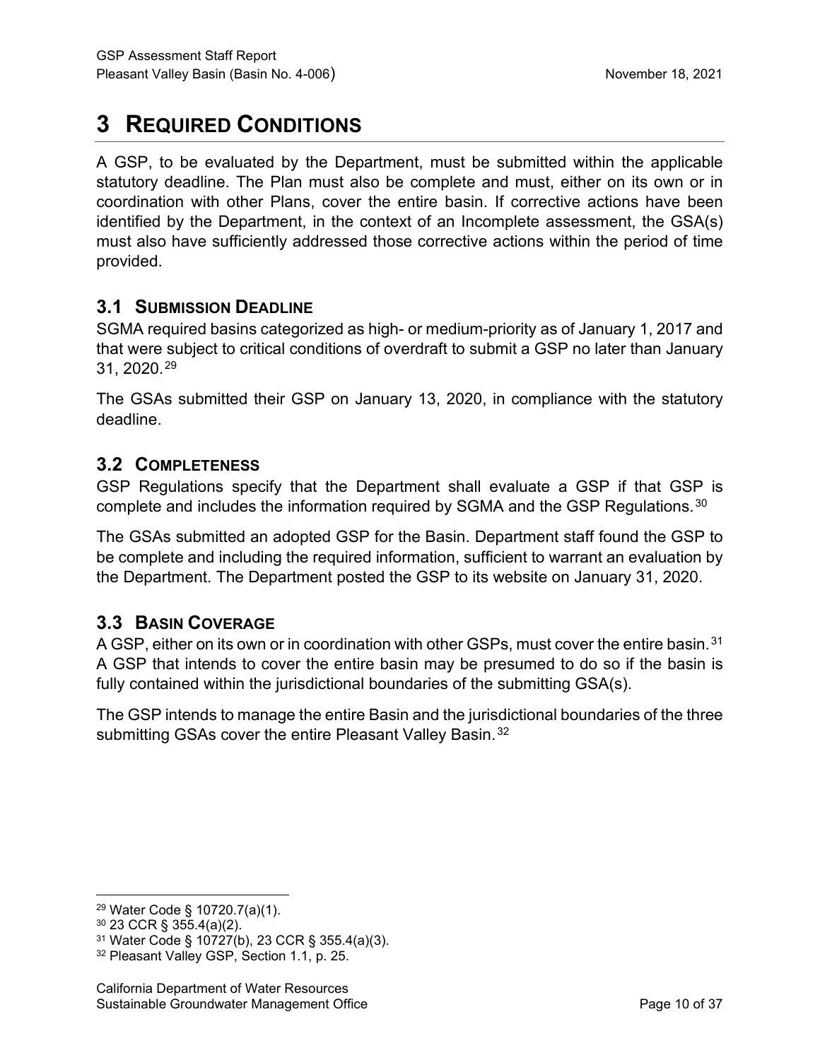# 3 REQUIRED CONDITIONS

A GSP, to be evaluated by the Department, must be submitted within the applicable statutory deadline. The Plan must also be complete and must, either on its own or in coordination with other Plans, cover the entire basin. If corrective actions have been identified by the Department, in the context of an Incomplete assessment, the GSA(s) must also have sufficiently addressed those corrective actions within the period of time provided.

## 3.1 SUBMISSION DEADLINE

SGMA required basins categorized as high- or medium-priority as of January 1, 2017 and that were subject to critical conditions of overdraft to submit a GSP no later than January 31, 2020.[29]

The GSAs submitted their GSP on January 13, 2020, in compliance with the statutory deadline.

## 3.2 COMPLETENESS

GSP Regulations specify that the Department shall evaluate a GSP if that GSP is complete and includes the information required by SGMA and the GSP Regulations.[30]

The GSAs submitted an adopted GSP for the Basin. Department staff found the GSP to be complete and including the required information, sufficient to warrant an evaluation by the Department. The Department posted the GSP to its website on January 31, 2020.

## 3.3 BASIN COVERAGE

A GSP, either on its own or in coordination with other GSPs, must cover the entire basin.[31] A GSP that intends to cover the entire basin may be presumed to do so if the basin is fully contained within the jurisdictional boundaries of the submitting GSA(s).

The GSP intends to manage the entire Basin and the jurisdictional boundaries of the three submitting GSAs cover the entire Pleasant Valley Basin.[32]

---

[29] Water Code § 10720.7(a)(1).

[30] 23 CCR § 355.4(a)(2).

[31] Water Code § 10727(b), 23 CCR § 355.4(a)(3).

[32] Pleasant Valley GSP, Section 1.1, p. 25.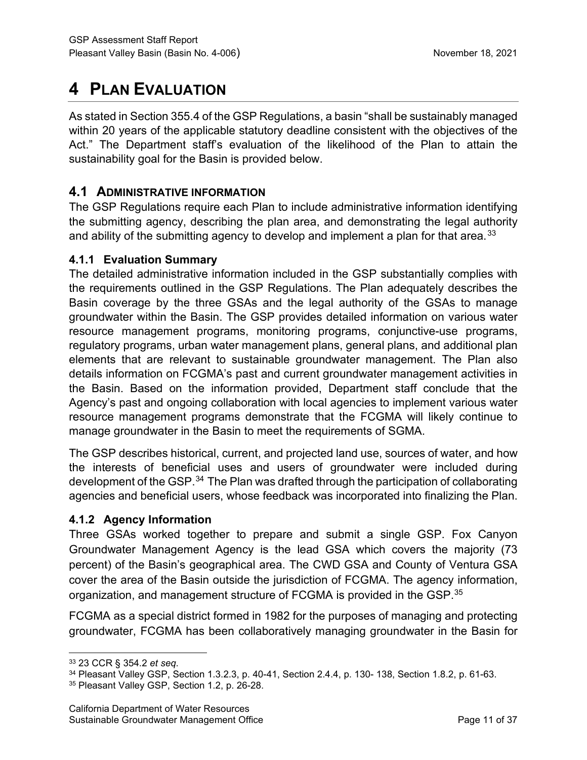# 4 PLAN EVALUATION

As stated in Section 355.4 of the GSP Regulations, a basin "shall be sustainably managed within 20 years of the applicable statutory deadline consistent with the objectives of the Act." The Department staff's evaluation of the likelihood of the Plan to attain the sustainability goal for the Basin is provided below.

## 4.1 ADMINISTRATIVE INFORMATION

The GSP Regulations require each Plan to include administrative information identifying the submitting agency, describing the plan area, and demonstrating the legal authority and ability of the submitting agency to develop and implement a plan for that area.[33]

### 4.1.1 Evaluation Summary

The detailed administrative information included in the GSP substantially complies with the requirements outlined in the GSP Regulations. The Plan adequately describes the Basin coverage by the three GSAs and the legal authority of the GSAs to manage groundwater within the Basin. The GSP provides detailed information on various water resource management programs, monitoring programs, conjunctive-use programs, regulatory programs, urban water management plans, general plans, and additional plan elements that are relevant to sustainable groundwater management. The Plan also details information on FCGMA's past and current groundwater management activities in the Basin. Based on the information provided, Department staff conclude that the Agency's past and ongoing collaboration with local agencies to implement various water resource management programs demonstrate that the FCGMA will likely continue to manage groundwater in the Basin to meet the requirements of SGMA.

The GSP describes historical, current, and projected land use, sources of water, and how the interests of beneficial uses and users of groundwater were included during development of the GSP.[34] The Plan was drafted through the participation of collaborating agencies and beneficial users, whose feedback was incorporated into finalizing the Plan.

### 4.1.2 Agency Information

Three GSAs worked together to prepare and submit a single GSP. Fox Canyon Groundwater Management Agency is the lead GSA which covers the majority (73 percent) of the Basin's geographical area. The CWD GSA and County of Ventura GSA cover the area of the Basin outside the jurisdiction of FCGMA. The agency information, organization, and management structure of FCGMA is provided in the GSP.[35]

FCGMA as a special district formed in 1982 for the purposes of managing and protecting groundwater, FCGMA has been collaboratively managing groundwater in the Basin for

---

[33] 23 CCR § 354.2 *et seq*.

[34] Pleasant Valley GSP, Section 1.3.2.3, p. 40-41, Section 2.4.4, p. 130- 138, Section 1.8.2, p. 61-63.

[35] Pleasant Valley GSP, Section 1.2, p. 26-28.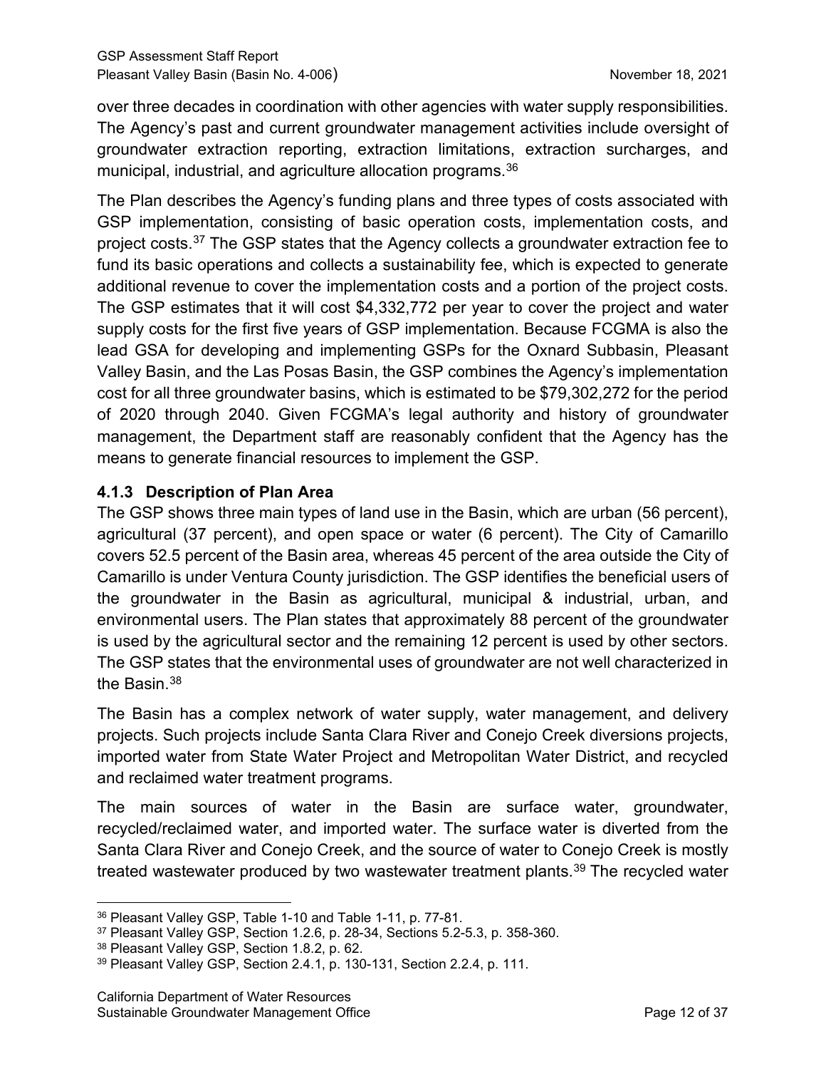over three decades in coordination with other agencies with water supply responsibilities. The Agency's past and current groundwater management activities include oversight of groundwater extraction reporting, extraction limitations, extraction surcharges, and municipal, industrial, and agriculture allocation programs.[36]

The Plan describes the Agency's funding plans and three types of costs associated with GSP implementation, consisting of basic operation costs, implementation costs, and project costs.[37] The GSP states that the Agency collects a groundwater extraction fee to fund its basic operations and collects a sustainability fee, which is expected to generate additional revenue to cover the implementation costs and a portion of the project costs. The GSP estimates that it will cost $4,332,772 per year to cover the project and water supply costs for the first five years of GSP implementation. Because FCGMA is also the lead GSA for developing and implementing GSPs for the Oxnard Subbasin, Pleasant Valley Basin, and the Las Posas Basin, the GSP combines the Agency's implementation cost for all three groundwater basins, which is estimated to be $79,302,272 for the period of 2020 through 2040. Given FCGMA's legal authority and history of groundwater management, the Department staff are reasonably confident that the Agency has the means to generate financial resources to implement the GSP.

### 4.1.3 Description of Plan Area

The GSP shows three main types of land use in the Basin, which are urban (56 percent), agricultural (37 percent), and open space or water (6 percent). The City of Camarillo covers 52.5 percent of the Basin area, whereas 45 percent of the area outside the City of Camarillo is under Ventura County jurisdiction. The GSP identifies the beneficial users of the groundwater in the Basin as agricultural, municipal & industrial, urban, and environmental users. The Plan states that approximately 88 percent of the groundwater is used by the agricultural sector and the remaining 12 percent is used by other sectors. The GSP states that the environmental uses of groundwater are not well characterized in the Basin.[38]

The Basin has a complex network of water supply, water management, and delivery projects. Such projects include Santa Clara River and Conejo Creek diversions projects, imported water from State Water Project and Metropolitan Water District, and recycled and reclaimed water treatment programs.

The main sources of water in the Basin are surface water, groundwater, recycled/reclaimed water, and imported water. The surface water is diverted from the Santa Clara River and Conejo Creek, and the source of water to Conejo Creek is mostly treated wastewater produced by two wastewater treatment plants.[39] The recycled water

---

[36] Pleasant Valley GSP, Table 1-10 and Table 1-11, p. 77-81.

[37] Pleasant Valley GSP, Section 1.2.6, p. 28-34, Sections 5.2-5.3, p. 358-360.

[38] Pleasant Valley GSP, Section 1.8.2, p. 62.

[39] Pleasant Valley GSP, Section 2.4.1, p. 130-131, Section 2.2.4, p. 111.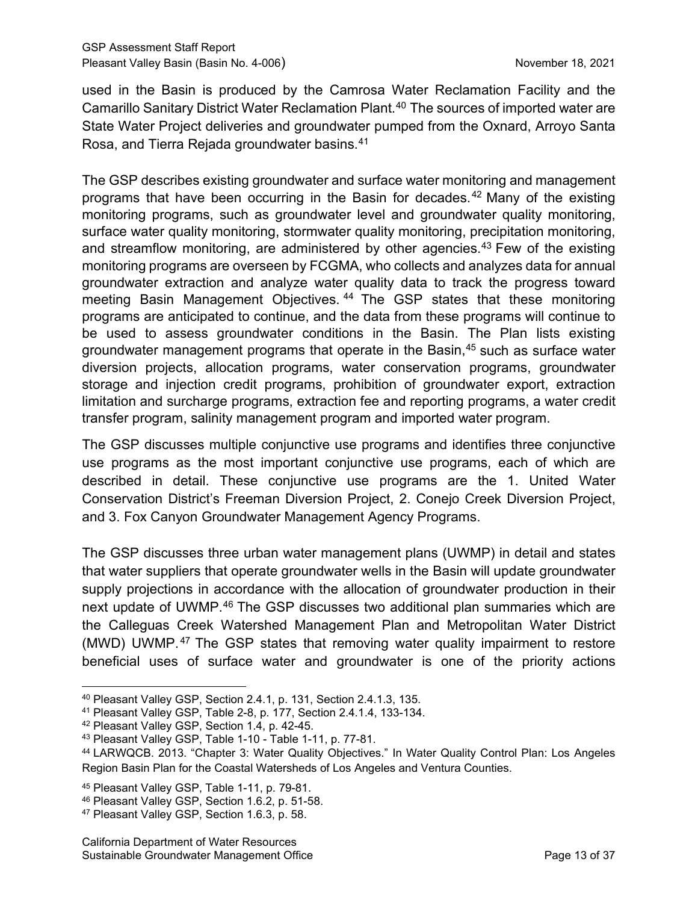used in the Basin is produced by the Camrosa Water Reclamation Facility and the Camarillo Sanitary District Water Reclamation Plant.[40] The sources of imported water are State Water Project deliveries and groundwater pumped from the Oxnard, Arroyo Santa Rosa, and Tierra Rejada groundwater basins.[41]

The GSP describes existing groundwater and surface water monitoring and management programs that have been occurring in the Basin for decades.[42] Many of the existing monitoring programs, such as groundwater level and groundwater quality monitoring, surface water quality monitoring, stormwater quality monitoring, precipitation monitoring, and streamflow monitoring, are administered by other agencies.[43] Few of the existing monitoring programs are overseen by FCGMA, who collects and analyzes data for annual groundwater extraction and analyze water quality data to track the progress toward meeting Basin Management Objectives.[44] The GSP states that these monitoring programs are anticipated to continue, and the data from these programs will continue to be used to assess groundwater conditions in the Basin. The Plan lists existing groundwater management programs that operate in the Basin,[45] such as surface water diversion projects, allocation programs, water conservation programs, groundwater storage and injection credit programs, prohibition of groundwater export, extraction limitation and surcharge programs, extraction fee and reporting programs, a water credit transfer program, salinity management program and imported water program.

The GSP discusses multiple conjunctive use programs and identifies three conjunctive use programs as the most important conjunctive use programs, each of which are described in detail. These conjunctive use programs are the 1. United Water Conservation District's Freeman Diversion Project, 2. Conejo Creek Diversion Project, and 3. Fox Canyon Groundwater Management Agency Programs.

The GSP discusses three urban water management plans (UWMP) in detail and states that water suppliers that operate groundwater wells in the Basin will update groundwater supply projections in accordance with the allocation of groundwater production in their next update of UWMP.[46] The GSP discusses two additional plan summaries which are the Calleguas Creek Watershed Management Plan and Metropolitan Water District (MWD) UWMP.[47] The GSP states that removing water quality impairment to restore beneficial uses of surface water and groundwater is one of the priority actions

---

[40] Pleasant Valley GSP, Section 2.4.1, p. 131, Section 2.4.1.3, 135.

[41] Pleasant Valley GSP, Table 2-8, p. 177, Section 2.4.1.4, 133-134.

[42] Pleasant Valley GSP, Section 1.4, p. 42-45.

[43] Pleasant Valley GSP, Table 1-10 - Table 1-11, p. 77-81.

[44] LARWQCB. 2013. "Chapter 3: Water Quality Objectives." In Water Quality Control Plan: Los Angeles Region Basin Plan for the Coastal Watersheds of Los Angeles and Ventura Counties.

[45] Pleasant Valley GSP, Table 1-11, p. 79-81.

[46] Pleasant Valley GSP, Section 1.6.2, p. 51-58.

[47] Pleasant Valley GSP, Section 1.6.3, p. 58.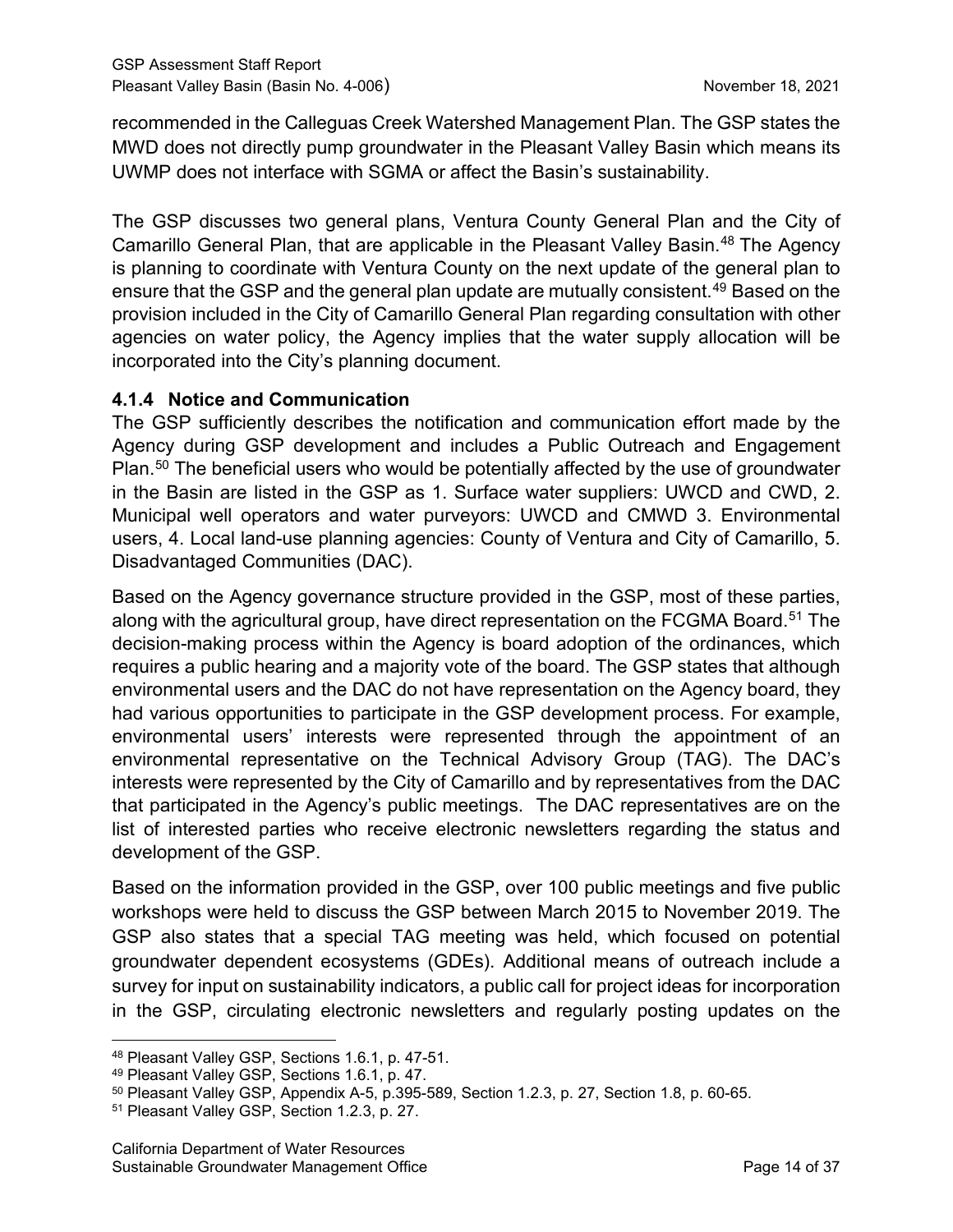recommended in the Calleguas Creek Watershed Management Plan. The GSP states the MWD does not directly pump groundwater in the Pleasant Valley Basin which means its UWMP does not interface with SGMA or affect the Basin's sustainability.

The GSP discusses two general plans, Ventura County General Plan and the City of Camarillo General Plan, that are applicable in the Pleasant Valley Basin.[48] The Agency is planning to coordinate with Ventura County on the next update of the general plan to ensure that the GSP and the general plan update are mutually consistent.[49] Based on the provision included in the City of Camarillo General Plan regarding consultation with other agencies on water policy, the Agency implies that the water supply allocation will be incorporated into the City's planning document.

### 4.1.4 Notice and Communication

The GSP sufficiently describes the notification and communication effort made by the Agency during GSP development and includes a Public Outreach and Engagement Plan.[50] The beneficial users who would be potentially affected by the use of groundwater in the Basin are listed in the GSP as 1. Surface water suppliers: UWCD and CWD, 2. Municipal well operators and water purveyors: UWCD and CMWD 3. Environmental users, 4. Local land-use planning agencies: County of Ventura and City of Camarillo, 5. Disadvantaged Communities (DAC).

Based on the Agency governance structure provided in the GSP, most of these parties, along with the agricultural group, have direct representation on the FCGMA Board.[51] The decision-making process within the Agency is board adoption of the ordinances, which requires a public hearing and a majority vote of the board. The GSP states that although environmental users and the DAC do not have representation on the Agency board, they had various opportunities to participate in the GSP development process. For example, environmental users' interests were represented through the appointment of an environmental representative on the Technical Advisory Group (TAG). The DAC's interests were represented by the City of Camarillo and by representatives from the DAC that participated in the Agency's public meetings. The DAC representatives are on the list of interested parties who receive electronic newsletters regarding the status and development of the GSP.

Based on the information provided in the GSP, over 100 public meetings and five public workshops were held to discuss the GSP between March 2015 to November 2019. The GSP also states that a special TAG meeting was held, which focused on potential groundwater dependent ecosystems (GDEs). Additional means of outreach include a survey for input on sustainability indicators, a public call for project ideas for incorporation in the GSP, circulating electronic newsletters and regularly posting updates on the

---

[48] Pleasant Valley GSP, Sections 1.6.1, p. 47-51.

[49] Pleasant Valley GSP, Sections 1.6.1, p. 47.

[50] Pleasant Valley GSP, Appendix A-5, p.395-589, Section 1.2.3, p. 27, Section 1.8, p. 60-65.

[51] Pleasant Valley GSP, Section 1.2.3, p. 27.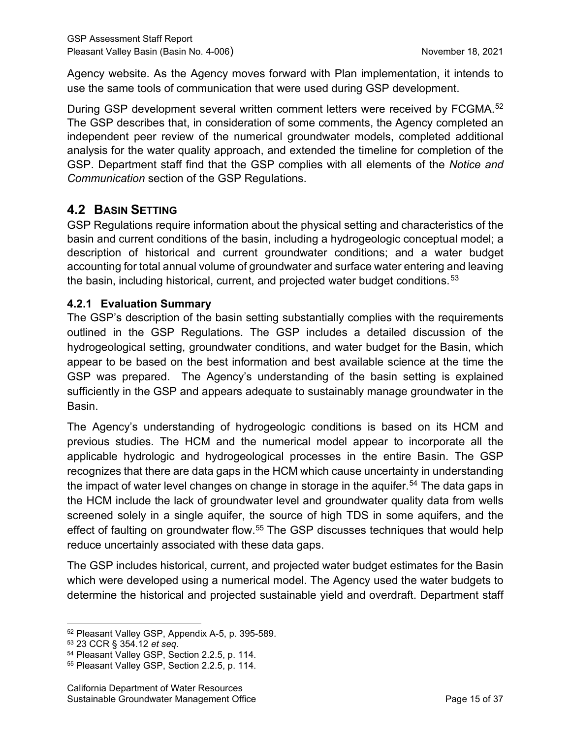Agency website. As the Agency moves forward with Plan implementation, it intends to use the same tools of communication that were used during GSP development.

During GSP development several written comment letters were received by FCGMA.[52] The GSP describes that, in consideration of some comments, the Agency completed an independent peer review of the numerical groundwater models, completed additional analysis for the water quality approach, and extended the timeline for completion of the GSP. Department staff find that the GSP complies with all elements of the *Notice and Communication* section of the GSP Regulations.

## 4.2 BASIN SETTING

GSP Regulations require information about the physical setting and characteristics of the basin and current conditions of the basin, including a hydrogeologic conceptual model; a description of historical and current groundwater conditions; and a water budget accounting for total annual volume of groundwater and surface water entering and leaving the basin, including historical, current, and projected water budget conditions.[53]

### 4.2.1 Evaluation Summary

The GSP's description of the basin setting substantially complies with the requirements outlined in the GSP Regulations. The GSP includes a detailed discussion of the hydrogeological setting, groundwater conditions, and water budget for the Basin, which appear to be based on the best information and best available science at the time the GSP was prepared. The Agency's understanding of the basin setting is explained sufficiently in the GSP and appears adequate to sustainably manage groundwater in the Basin.

The Agency's understanding of hydrogeologic conditions is based on its HCM and previous studies. The HCM and the numerical model appear to incorporate all the applicable hydrologic and hydrogeological processes in the entire Basin. The GSP recognizes that there are data gaps in the HCM which cause uncertainty in understanding the impact of water level changes on change in storage in the aquifer.[54] The data gaps in the HCM include the lack of groundwater level and groundwater quality data from wells screened solely in a single aquifer, the source of high TDS in some aquifers, and the effect of faulting on groundwater flow.[55] The GSP discusses techniques that would help reduce uncertainly associated with these data gaps.

The GSP includes historical, current, and projected water budget estimates for the Basin which were developed using a numerical model. The Agency used the water budgets to determine the historical and projected sustainable yield and overdraft. Department staff

---

[52] Pleasant Valley GSP, Appendix A-5, p. 395-589.

[53] 23 CCR § 354.12 *et seq.*

[54] Pleasant Valley GSP, Section 2.2.5, p. 114.

[55] Pleasant Valley GSP, Section 2.2.5, p. 114.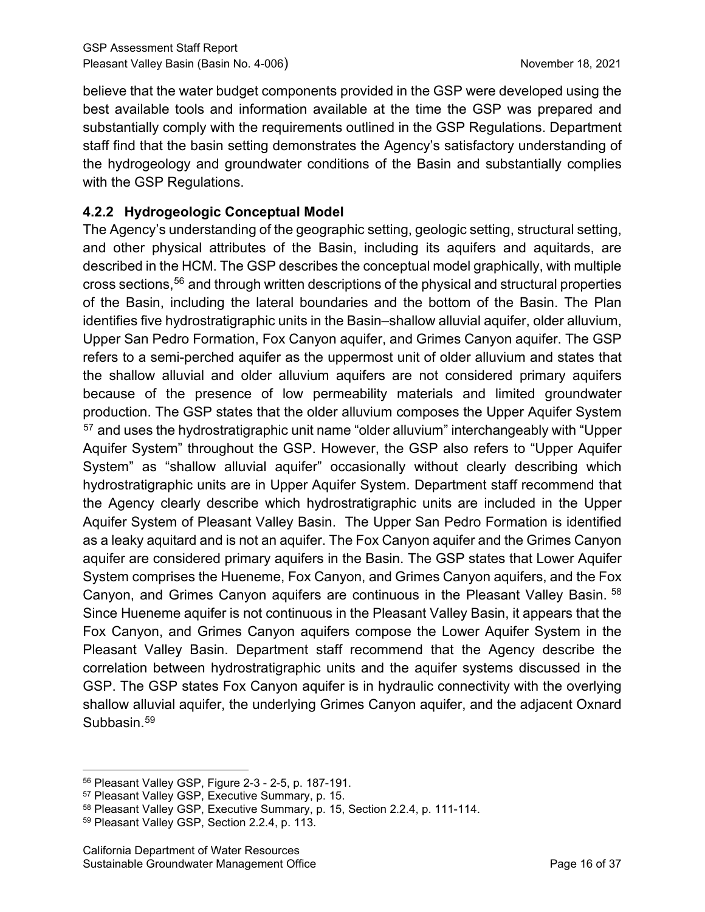believe that the water budget components provided in the GSP were developed using the best available tools and information available at the time the GSP was prepared and substantially comply with the requirements outlined in the GSP Regulations. Department staff find that the basin setting demonstrates the Agency's satisfactory understanding of the hydrogeology and groundwater conditions of the Basin and substantially complies with the GSP Regulations.

### 4.2.2 Hydrogeologic Conceptual Model

The Agency's understanding of the geographic setting, geologic setting, structural setting, and other physical attributes of the Basin, including its aquifers and aquitards, are described in the HCM. The GSP describes the conceptual model graphically, with multiple cross sections,[56] and through written descriptions of the physical and structural properties of the Basin, including the lateral boundaries and the bottom of the Basin. The Plan identifies five hydrostratigraphic units in the Basin–shallow alluvial aquifer, older alluvium, Upper San Pedro Formation, Fox Canyon aquifer, and Grimes Canyon aquifer. The GSP refers to a semi-perched aquifer as the uppermost unit of older alluvium and states that the shallow alluvial and older alluvium aquifers are not considered primary aquifers because of the presence of low permeability materials and limited groundwater production. The GSP states that the older alluvium composes the Upper Aquifer System [57] and uses the hydrostratigraphic unit name "older alluvium" interchangeably with "Upper Aquifer System" throughout the GSP. However, the GSP also refers to "Upper Aquifer System" as "shallow alluvial aquifer" occasionally without clearly describing which hydrostratigraphic units are in Upper Aquifer System. Department staff recommend that the Agency clearly describe which hydrostratigraphic units are included in the Upper Aquifer System of Pleasant Valley Basin. The Upper San Pedro Formation is identified as a leaky aquitard and is not an aquifer. The Fox Canyon aquifer and the Grimes Canyon aquifer are considered primary aquifers in the Basin. The GSP states that Lower Aquifer System comprises the Hueneme, Fox Canyon, and Grimes Canyon aquifers, and the Fox Canyon, and Grimes Canyon aquifers are continuous in the Pleasant Valley Basin. [58] Since Hueneme aquifer is not continuous in the Pleasant Valley Basin, it appears that the Fox Canyon, and Grimes Canyon aquifers compose the Lower Aquifer System in the Pleasant Valley Basin. Department staff recommend that the Agency describe the correlation between hydrostratigraphic units and the aquifer systems discussed in the GSP. The GSP states Fox Canyon aquifer is in hydraulic connectivity with the overlying shallow alluvial aquifer, the underlying Grimes Canyon aquifer, and the adjacent Oxnard Subbasin.[59]

---

[56] Pleasant Valley GSP, Figure 2-3 - 2-5, p. 187-191.

[57] Pleasant Valley GSP, Executive Summary, p. 15.

[58] Pleasant Valley GSP, Executive Summary, p. 15, Section 2.2.4, p. 111-114.

[59] Pleasant Valley GSP, Section 2.2.4, p. 113.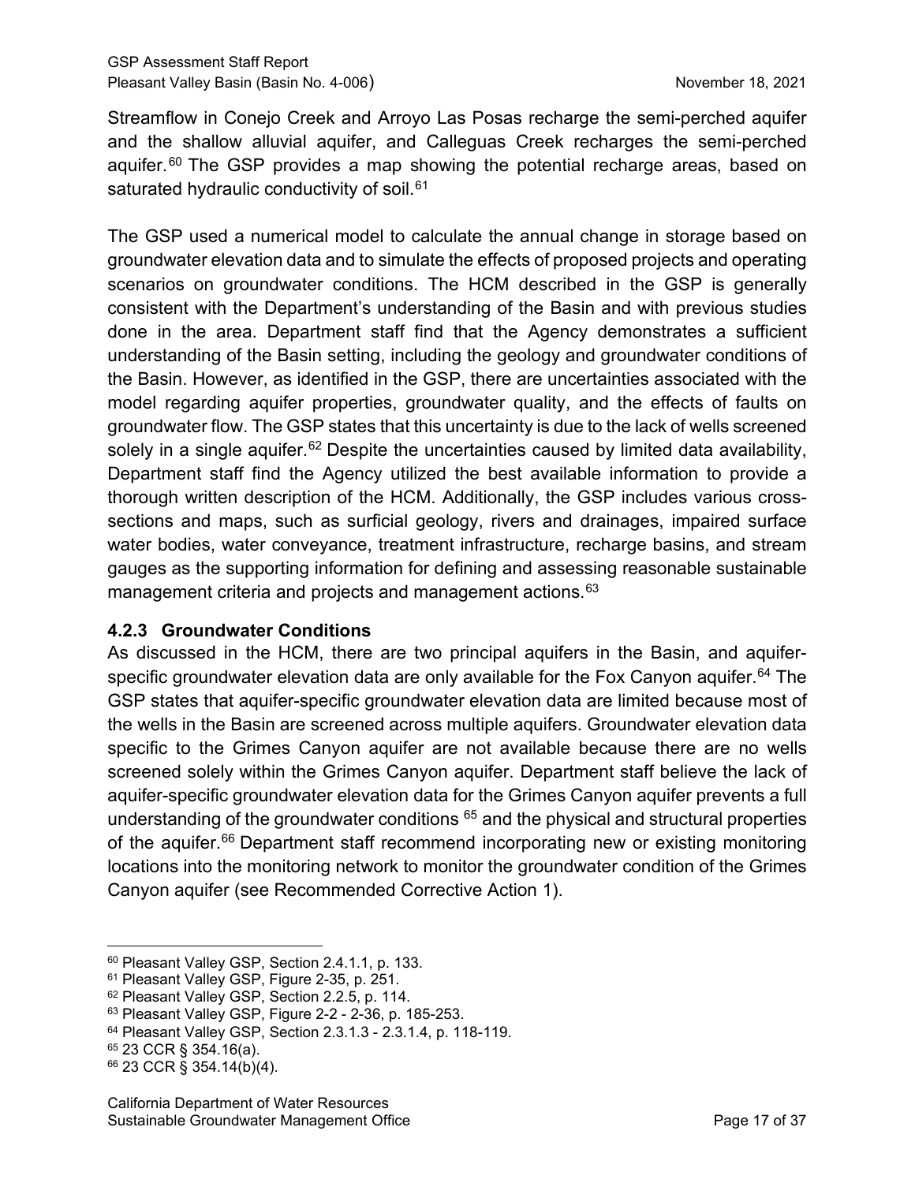Streamflow in Conejo Creek and Arroyo Las Posas recharge the semi-perched aquifer and the shallow alluvial aquifer, and Calleguas Creek recharges the semi-perched aquifer.[60] The GSP provides a map showing the potential recharge areas, based on saturated hydraulic conductivity of soil.[61]

The GSP used a numerical model to calculate the annual change in storage based on groundwater elevation data and to simulate the effects of proposed projects and operating scenarios on groundwater conditions. The HCM described in the GSP is generally consistent with the Department's understanding of the Basin and with previous studies done in the area. Department staff find that the Agency demonstrates a sufficient understanding of the Basin setting, including the geology and groundwater conditions of the Basin. However, as identified in the GSP, there are uncertainties associated with the model regarding aquifer properties, groundwater quality, and the effects of faults on groundwater flow. The GSP states that this uncertainty is due to the lack of wells screened solely in a single aquifer.[62] Despite the uncertainties caused by limited data availability, Department staff find the Agency utilized the best available information to provide a thorough written description of the HCM. Additionally, the GSP includes various cross-sections and maps, such as surficial geology, rivers and drainages, impaired surface water bodies, water conveyance, treatment infrastructure, recharge basins, and stream gauges as the supporting information for defining and assessing reasonable sustainable management criteria and projects and management actions.[63]

### 4.2.3 Groundwater Conditions

As discussed in the HCM, there are two principal aquifers in the Basin, and aquifer-specific groundwater elevation data are only available for the Fox Canyon aquifer.[64] The GSP states that aquifer-specific groundwater elevation data are limited because most of the wells in the Basin are screened across multiple aquifers. Groundwater elevation data specific to the Grimes Canyon aquifer are not available because there are no wells screened solely within the Grimes Canyon aquifer. Department staff believe the lack of aquifer-specific groundwater elevation data for the Grimes Canyon aquifer prevents a full understanding of the groundwater conditions [65] and the physical and structural properties of the aquifer.[66] Department staff recommend incorporating new or existing monitoring locations into the monitoring network to monitor the groundwater condition of the Grimes Canyon aquifer (see Recommended Corrective Action 1).

---

[60] Pleasant Valley GSP, Section 2.4.1.1, p. 133.
[61] Pleasant Valley GSP, Figure 2-35, p. 251.
[62] Pleasant Valley GSP, Section 2.2.5, p. 114.
[63] Pleasant Valley GSP, Figure 2-2 - 2-36, p. 185-253.
[64] Pleasant Valley GSP, Section 2.3.1.3 - 2.3.1.4, p. 118-119.
[65] 23 CCR § 354.16(a).
[66] 23 CCR § 354.14(b)(4).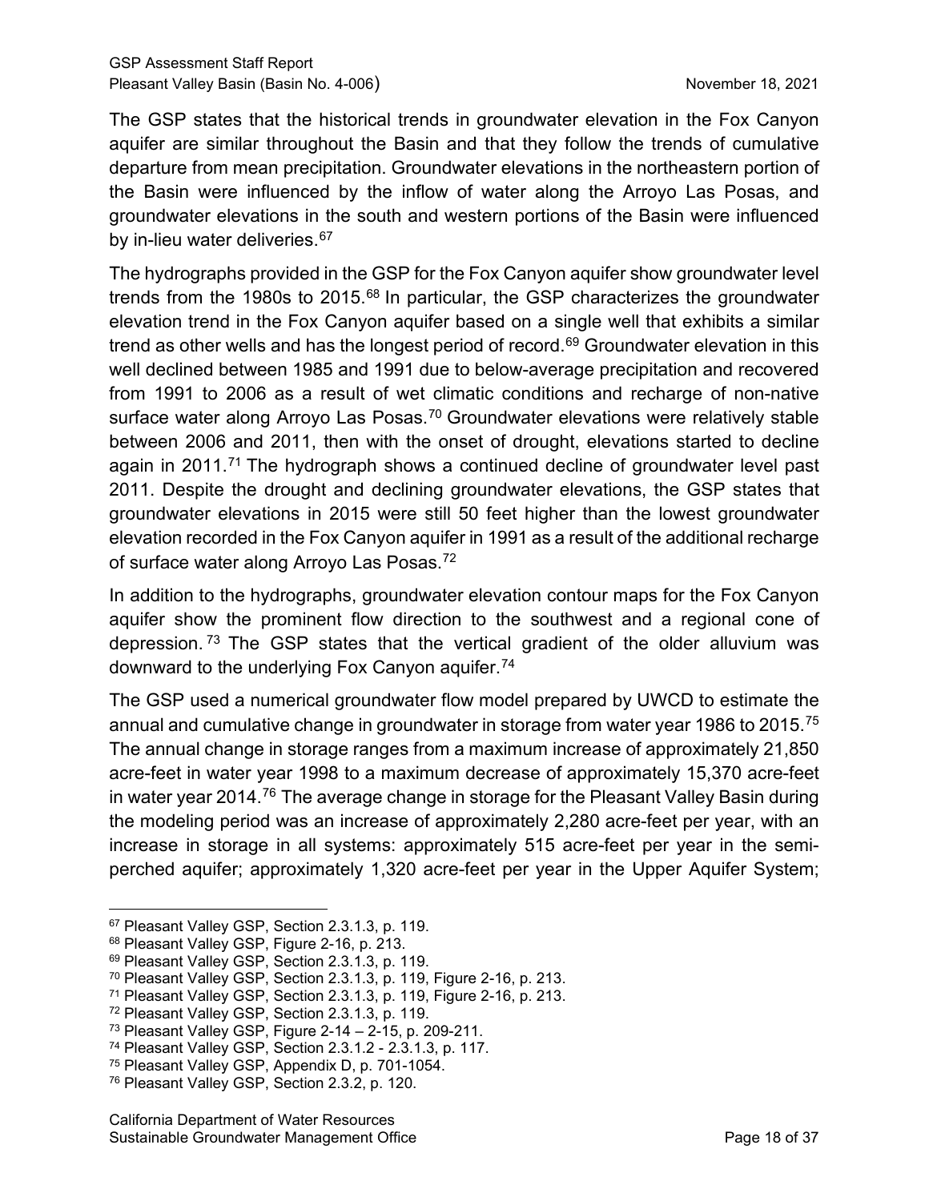The GSP states that the historical trends in groundwater elevation in the Fox Canyon aquifer are similar throughout the Basin and that they follow the trends of cumulative departure from mean precipitation. Groundwater elevations in the northeastern portion of the Basin were influenced by the inflow of water along the Arroyo Las Posas, and groundwater elevations in the south and western portions of the Basin were influenced by in-lieu water deliveries.[67]

The hydrographs provided in the GSP for the Fox Canyon aquifer show groundwater level trends from the 1980s to 2015.[68] In particular, the GSP characterizes the groundwater elevation trend in the Fox Canyon aquifer based on a single well that exhibits a similar trend as other wells and has the longest period of record.[69] Groundwater elevation in this well declined between 1985 and 1991 due to below-average precipitation and recovered from 1991 to 2006 as a result of wet climatic conditions and recharge of non-native surface water along Arroyo Las Posas.[70] Groundwater elevations were relatively stable between 2006 and 2011, then with the onset of drought, elevations started to decline again in 2011.[71] The hydrograph shows a continued decline of groundwater level past 2011. Despite the drought and declining groundwater elevations, the GSP states that groundwater elevations in 2015 were still 50 feet higher than the lowest groundwater elevation recorded in the Fox Canyon aquifer in 1991 as a result of the additional recharge of surface water along Arroyo Las Posas.[72]

In addition to the hydrographs, groundwater elevation contour maps for the Fox Canyon aquifer show the prominent flow direction to the southwest and a regional cone of depression.[73] The GSP states that the vertical gradient of the older alluvium was downward to the underlying Fox Canyon aquifer.[74]

The GSP used a numerical groundwater flow model prepared by UWCD to estimate the annual and cumulative change in groundwater in storage from water year 1986 to 2015.[75] The annual change in storage ranges from a maximum increase of approximately 21,850 acre-feet in water year 1998 to a maximum decrease of approximately 15,370 acre-feet in water year 2014.[76] The average change in storage for the Pleasant Valley Basin during the modeling period was an increase of approximately 2,280 acre-feet per year, with an increase in storage in all systems: approximately 515 acre-feet per year in the semi-perched aquifer; approximately 1,320 acre-feet per year in the Upper Aquifer System;

---

[67] Pleasant Valley GSP, Section 2.3.1.3, p. 119.
[68] Pleasant Valley GSP, Figure 2-16, p. 213.
[69] Pleasant Valley GSP, Section 2.3.1.3, p. 119.
[70] Pleasant Valley GSP, Section 2.3.1.3, p. 119, Figure 2-16, p. 213.
[71] Pleasant Valley GSP, Section 2.3.1.3, p. 119, Figure 2-16, p. 213.
[72] Pleasant Valley GSP, Section 2.3.1.3, p. 119.
[73] Pleasant Valley GSP, Figure 2-14 – 2-15, p. 209-211.
[74] Pleasant Valley GSP, Section 2.3.1.2 - 2.3.1.3, p. 117.
[75] Pleasant Valley GSP, Appendix D, p. 701-1054.
[76] Pleasant Valley GSP, Section 2.3.2, p. 120.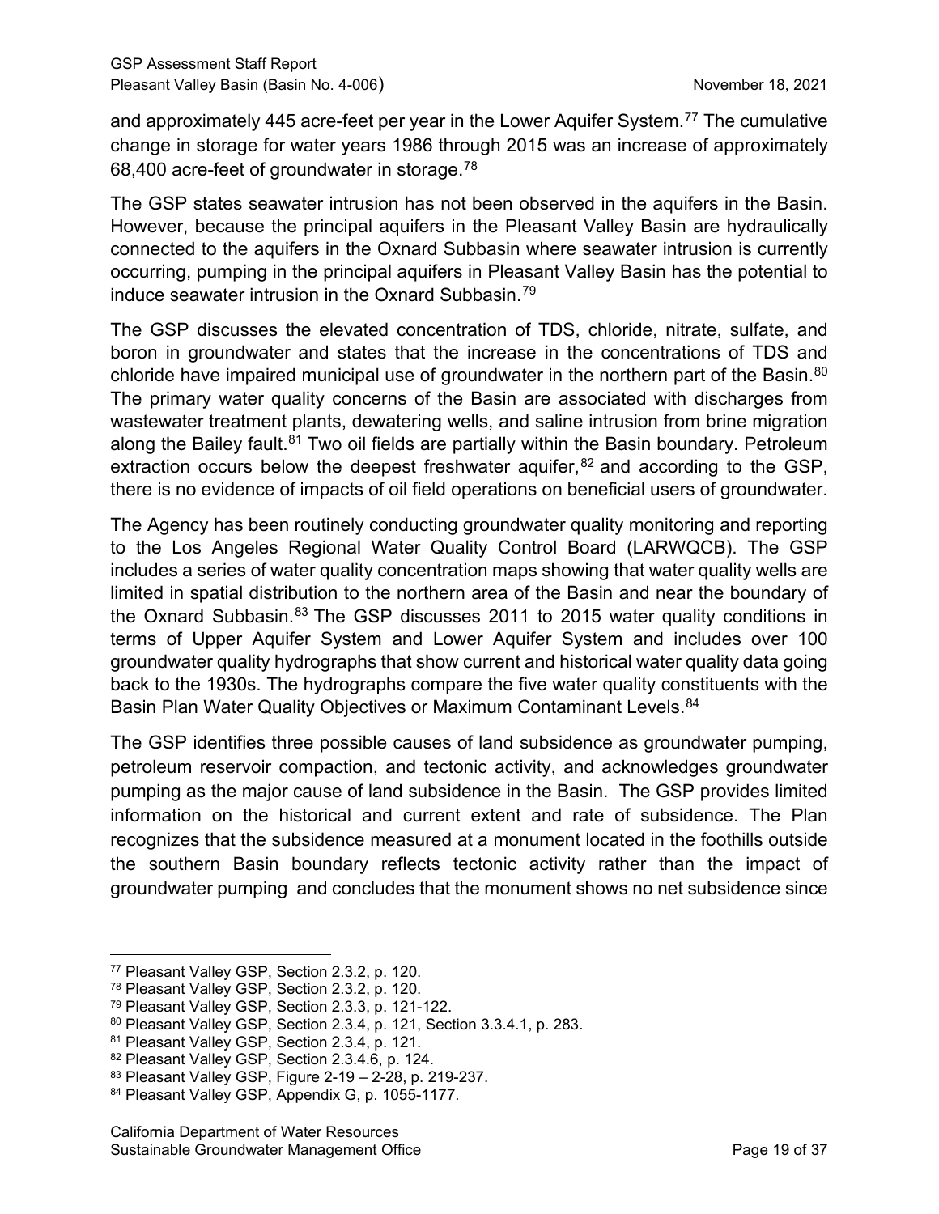and approximately 445 acre-feet per year in the Lower Aquifer System.[77] The cumulative change in storage for water years 1986 through 2015 was an increase of approximately 68,400 acre-feet of groundwater in storage.[78]

The GSP states seawater intrusion has not been observed in the aquifers in the Basin. However, because the principal aquifers in the Pleasant Valley Basin are hydraulically connected to the aquifers in the Oxnard Subbasin where seawater intrusion is currently occurring, pumping in the principal aquifers in Pleasant Valley Basin has the potential to induce seawater intrusion in the Oxnard Subbasin.[79]

The GSP discusses the elevated concentration of TDS, chloride, nitrate, sulfate, and boron in groundwater and states that the increase in the concentrations of TDS and chloride have impaired municipal use of groundwater in the northern part of the Basin.[80] The primary water quality concerns of the Basin are associated with discharges from wastewater treatment plants, dewatering wells, and saline intrusion from brine migration along the Bailey fault.[81] Two oil fields are partially within the Basin boundary. Petroleum extraction occurs below the deepest freshwater aquifer,[82] and according to the GSP, there is no evidence of impacts of oil field operations on beneficial users of groundwater.

The Agency has been routinely conducting groundwater quality monitoring and reporting to the Los Angeles Regional Water Quality Control Board (LARWQCB). The GSP includes a series of water quality concentration maps showing that water quality wells are limited in spatial distribution to the northern area of the Basin and near the boundary of the Oxnard Subbasin.[83] The GSP discusses 2011 to 2015 water quality conditions in terms of Upper Aquifer System and Lower Aquifer System and includes over 100 groundwater quality hydrographs that show current and historical water quality data going back to the 1930s. The hydrographs compare the five water quality constituents with the Basin Plan Water Quality Objectives or Maximum Contaminant Levels.[84]

The GSP identifies three possible causes of land subsidence as groundwater pumping, petroleum reservoir compaction, and tectonic activity, and acknowledges groundwater pumping as the major cause of land subsidence in the Basin. The GSP provides limited information on the historical and current extent and rate of subsidence. The Plan recognizes that the subsidence measured at a monument located in the foothills outside the southern Basin boundary reflects tectonic activity rather than the impact of groundwater pumping and concludes that the monument shows no net subsidence since

---

[77] Pleasant Valley GSP, Section 2.3.2, p. 120.
[78] Pleasant Valley GSP, Section 2.3.2, p. 120.
[79] Pleasant Valley GSP, Section 2.3.3, p. 121-122.
[80] Pleasant Valley GSP, Section 2.3.4, p. 121, Section 3.3.4.1, p. 283.
[81] Pleasant Valley GSP, Section 2.3.4, p. 121.
[82] Pleasant Valley GSP, Section 2.3.4.6, p. 124.
[83] Pleasant Valley GSP, Figure 2-19 – 2-28, p. 219-237.
[84] Pleasant Valley GSP, Appendix G, p. 1055-1177.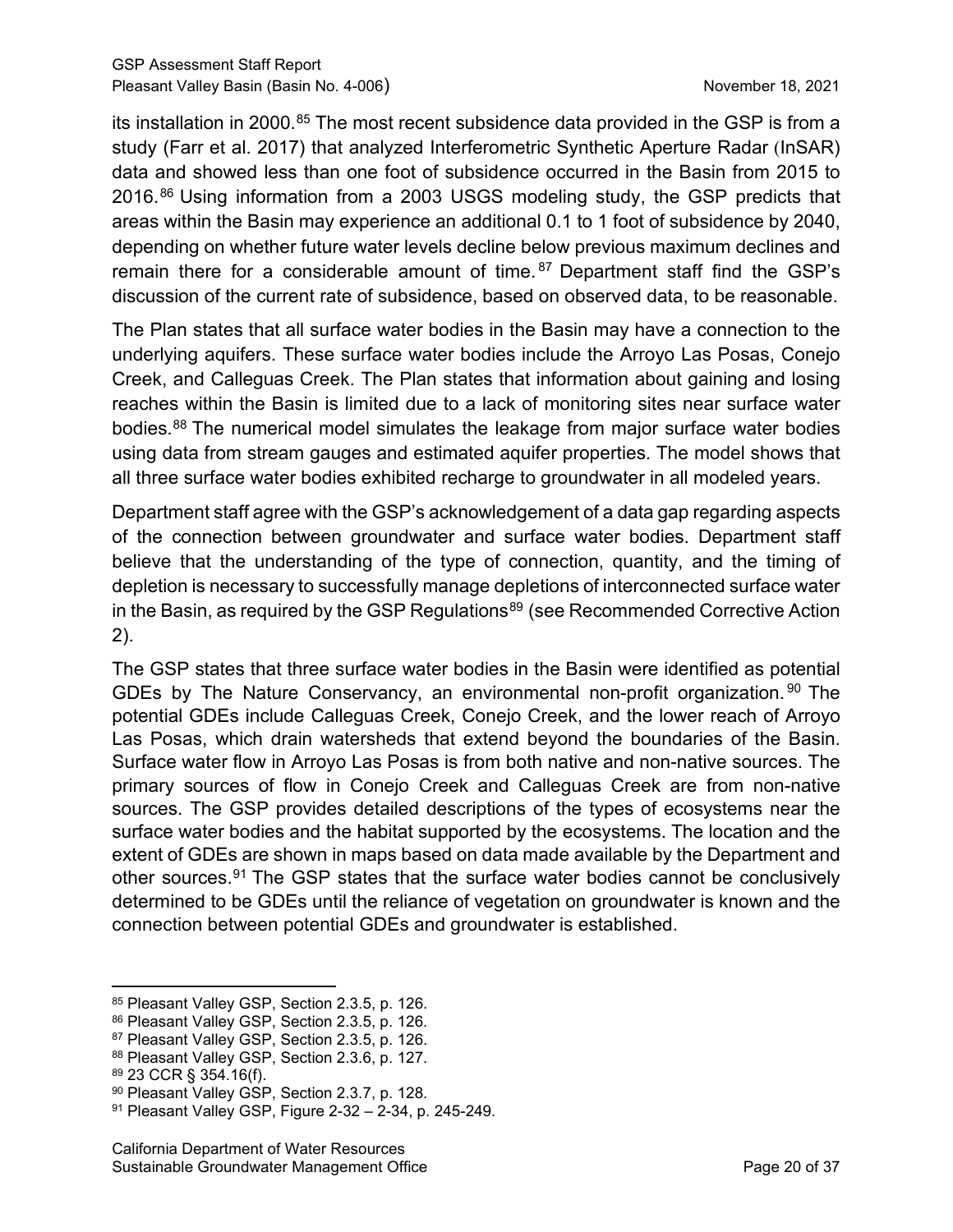its installation in 2000.[85] The most recent subsidence data provided in the GSP is from a study (Farr et al. 2017) that analyzed Interferometric Synthetic Aperture Radar (InSAR) data and showed less than one foot of subsidence occurred in the Basin from 2015 to 2016.[86] Using information from a 2003 USGS modeling study, the GSP predicts that areas within the Basin may experience an additional 0.1 to 1 foot of subsidence by 2040, depending on whether future water levels decline below previous maximum declines and remain there for a considerable amount of time.[87] Department staff find the GSP's discussion of the current rate of subsidence, based on observed data, to be reasonable.

The Plan states that all surface water bodies in the Basin may have a connection to the underlying aquifers. These surface water bodies include the Arroyo Las Posas, Conejo Creek, and Calleguas Creek. The Plan states that information about gaining and losing reaches within the Basin is limited due to a lack of monitoring sites near surface water bodies.[88] The numerical model simulates the leakage from major surface water bodies using data from stream gauges and estimated aquifer properties. The model shows that all three surface water bodies exhibited recharge to groundwater in all modeled years.

Department staff agree with the GSP's acknowledgement of a data gap regarding aspects of the connection between groundwater and surface water bodies. Department staff believe that the understanding of the type of connection, quantity, and the timing of depletion is necessary to successfully manage depletions of interconnected surface water in the Basin, as required by the GSP Regulations[89] (see Recommended Corrective Action 2).

The GSP states that three surface water bodies in the Basin were identified as potential GDEs by The Nature Conservancy, an environmental non-profit organization.[90] The potential GDEs include Calleguas Creek, Conejo Creek, and the lower reach of Arroyo Las Posas, which drain watersheds that extend beyond the boundaries of the Basin. Surface water flow in Arroyo Las Posas is from both native and non-native sources. The primary sources of flow in Conejo Creek and Calleguas Creek are from non-native sources. The GSP provides detailed descriptions of the types of ecosystems near the surface water bodies and the habitat supported by the ecosystems. The location and the extent of GDEs are shown in maps based on data made available by the Department and other sources.[91] The GSP states that the surface water bodies cannot be conclusively determined to be GDEs until the reliance of vegetation on groundwater is known and the connection between potential GDEs and groundwater is established.

---

[85] Pleasant Valley GSP, Section 2.3.5, p. 126.
[86] Pleasant Valley GSP, Section 2.3.5, p. 126.
[87] Pleasant Valley GSP, Section 2.3.5, p. 126.
[88] Pleasant Valley GSP, Section 2.3.6, p. 127.
[89] 23 CCR § 354.16(f).
[90] Pleasant Valley GSP, Section 2.3.7, p. 128.
[91] Pleasant Valley GSP, Figure 2-32 – 2-34, p. 245-249.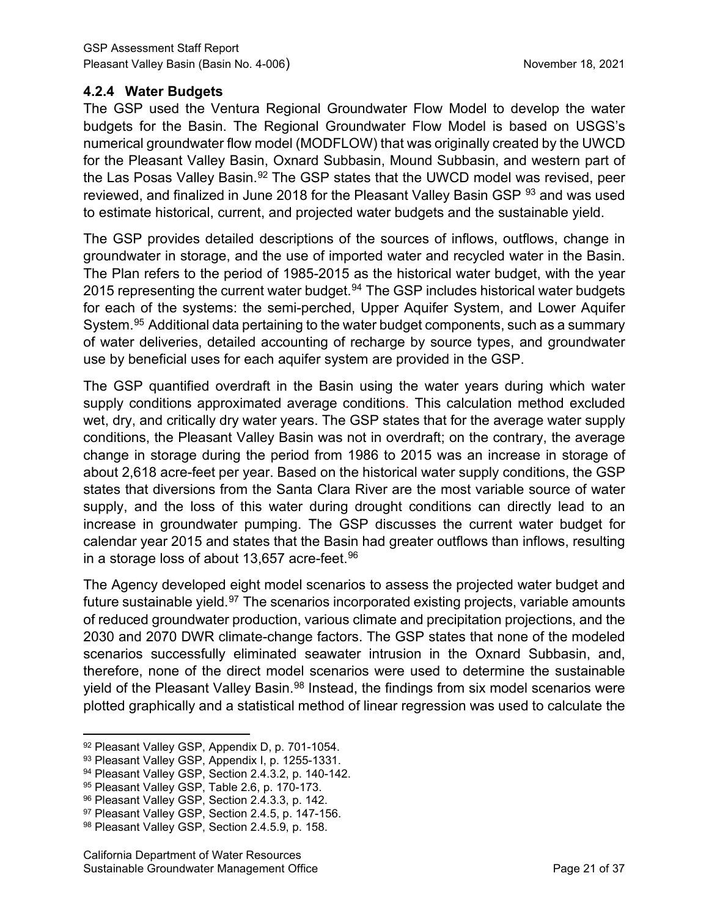### 4.2.4 Water Budgets

The GSP used the Ventura Regional Groundwater Flow Model to develop the water budgets for the Basin. The Regional Groundwater Flow Model is based on USGS's numerical groundwater flow model (MODFLOW) that was originally created by the UWCD for the Pleasant Valley Basin, Oxnard Subbasin, Mound Subbasin, and western part of the Las Posas Valley Basin.[92] The GSP states that the UWCD model was revised, peer reviewed, and finalized in June 2018 for the Pleasant Valley Basin GSP [93] and was used to estimate historical, current, and projected water budgets and the sustainable yield.

The GSP provides detailed descriptions of the sources of inflows, outflows, change in groundwater in storage, and the use of imported water and recycled water in the Basin. The Plan refers to the period of 1985-2015 as the historical water budget, with the year 2015 representing the current water budget.[94] The GSP includes historical water budgets for each of the systems: the semi-perched, Upper Aquifer System, and Lower Aquifer System.[95] Additional data pertaining to the water budget components, such as a summary of water deliveries, detailed accounting of recharge by source types, and groundwater use by beneficial uses for each aquifer system are provided in the GSP.

The GSP quantified overdraft in the Basin using the water years during which water supply conditions approximated average conditions. This calculation method excluded wet, dry, and critically dry water years. The GSP states that for the average water supply conditions, the Pleasant Valley Basin was not in overdraft; on the contrary, the average change in storage during the period from 1986 to 2015 was an increase in storage of about 2,618 acre-feet per year. Based on the historical water supply conditions, the GSP states that diversions from the Santa Clara River are the most variable source of water supply, and the loss of this water during drought conditions can directly lead to an increase in groundwater pumping. The GSP discusses the current water budget for calendar year 2015 and states that the Basin had greater outflows than inflows, resulting in a storage loss of about 13,657 acre-feet.[96]

The Agency developed eight model scenarios to assess the projected water budget and future sustainable yield.[97] The scenarios incorporated existing projects, variable amounts of reduced groundwater production, various climate and precipitation projections, and the 2030 and 2070 DWR climate-change factors. The GSP states that none of the modeled scenarios successfully eliminated seawater intrusion in the Oxnard Subbasin, and, therefore, none of the direct model scenarios were used to determine the sustainable yield of the Pleasant Valley Basin.[98] Instead, the findings from six model scenarios were plotted graphically and a statistical method of linear regression was used to calculate the

---

[92] Pleasant Valley GSP, Appendix D, p. 701-1054.
[93] Pleasant Valley GSP, Appendix I, p. 1255-1331.
[94] Pleasant Valley GSP, Section 2.4.3.2, p. 140-142.
[95] Pleasant Valley GSP, Table 2.6, p. 170-173.
[96] Pleasant Valley GSP, Section 2.4.3.3, p. 142.
[97] Pleasant Valley GSP, Section 2.4.5, p. 147-156.
[98] Pleasant Valley GSP, Section 2.4.5.9, p. 158.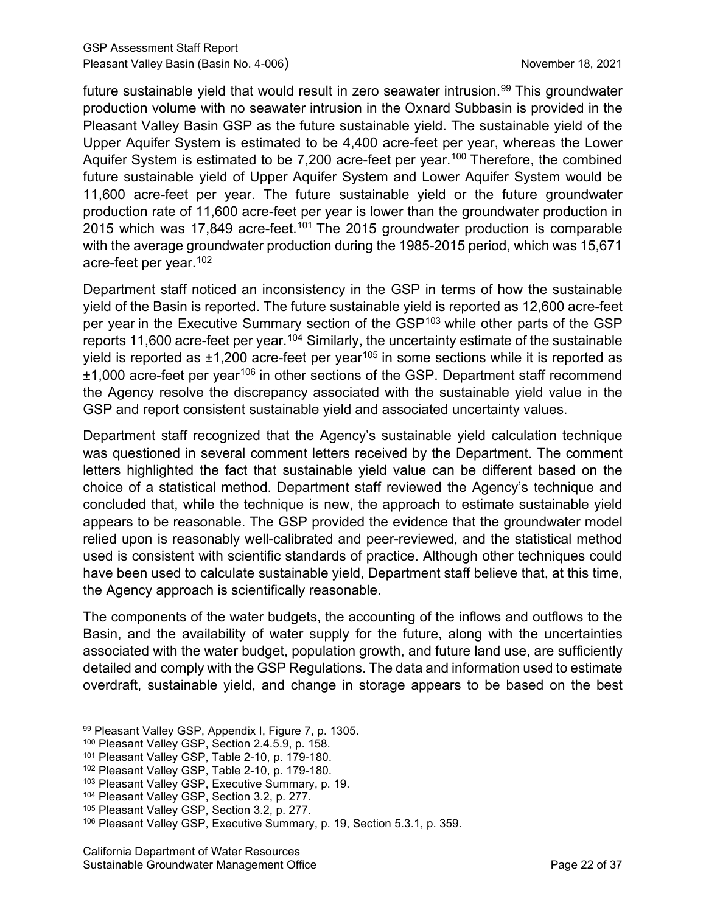future sustainable yield that would result in zero seawater intrusion.[99] This groundwater production volume with no seawater intrusion in the Oxnard Subbasin is provided in the Pleasant Valley Basin GSP as the future sustainable yield. The sustainable yield of the Upper Aquifer System is estimated to be 4,400 acre-feet per year, whereas the Lower Aquifer System is estimated to be 7,200 acre-feet per year.[100] Therefore, the combined future sustainable yield of Upper Aquifer System and Lower Aquifer System would be 11,600 acre-feet per year. The future sustainable yield or the future groundwater production rate of 11,600 acre-feet per year is lower than the groundwater production in 2015 which was 17,849 acre-feet.[101] The 2015 groundwater production is comparable with the average groundwater production during the 1985-2015 period, which was 15,671 acre-feet per year.[102]

Department staff noticed an inconsistency in the GSP in terms of how the sustainable yield of the Basin is reported. The future sustainable yield is reported as 12,600 acre-feet per year in the Executive Summary section of the GSP[103] while other parts of the GSP reports 11,600 acre-feet per year.[104] Similarly, the uncertainty estimate of the sustainable yield is reported as ±1,200 acre-feet per year[105] in some sections while it is reported as ±1,000 acre-feet per year[106] in other sections of the GSP. Department staff recommend the Agency resolve the discrepancy associated with the sustainable yield value in the GSP and report consistent sustainable yield and associated uncertainty values.

Department staff recognized that the Agency's sustainable yield calculation technique was questioned in several comment letters received by the Department. The comment letters highlighted the fact that sustainable yield value can be different based on the choice of a statistical method. Department staff reviewed the Agency's technique and concluded that, while the technique is new, the approach to estimate sustainable yield appears to be reasonable. The GSP provided the evidence that the groundwater model relied upon is reasonably well-calibrated and peer-reviewed, and the statistical method used is consistent with scientific standards of practice. Although other techniques could have been used to calculate sustainable yield, Department staff believe that, at this time, the Agency approach is scientifically reasonable.

The components of the water budgets, the accounting of the inflows and outflows to the Basin, and the availability of water supply for the future, along with the uncertainties associated with the water budget, population growth, and future land use, are sufficiently detailed and comply with the GSP Regulations. The data and information used to estimate overdraft, sustainable yield, and change in storage appears to be based on the best

---

[99] Pleasant Valley GSP, Appendix I, Figure 7, p. 1305.

[100] Pleasant Valley GSP, Section 2.4.5.9, p. 158.

[101] Pleasant Valley GSP, Table 2-10, p. 179-180.

[102] Pleasant Valley GSP, Table 2-10, p. 179-180.

[103] Pleasant Valley GSP, Executive Summary, p. 19.

[104] Pleasant Valley GSP, Section 3.2, p. 277.

[105] Pleasant Valley GSP, Section 3.2, p. 277.

[106] Pleasant Valley GSP, Executive Summary, p. 19, Section 5.3.1, p. 359.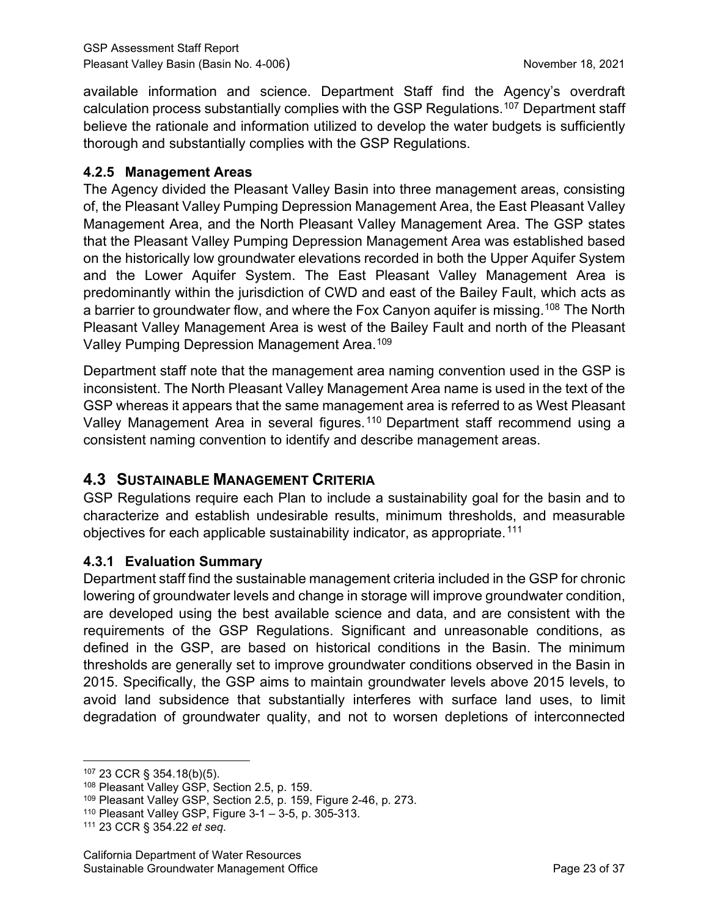available information and science. Department Staff find the Agency's overdraft calculation process substantially complies with the GSP Regulations.[107] Department staff believe the rationale and information utilized to develop the water budgets is sufficiently thorough and substantially complies with the GSP Regulations.

### 4.2.5 Management Areas

The Agency divided the Pleasant Valley Basin into three management areas, consisting of, the Pleasant Valley Pumping Depression Management Area, the East Pleasant Valley Management Area, and the North Pleasant Valley Management Area. The GSP states that the Pleasant Valley Pumping Depression Management Area was established based on the historically low groundwater elevations recorded in both the Upper Aquifer System and the Lower Aquifer System. The East Pleasant Valley Management Area is predominantly within the jurisdiction of CWD and east of the Bailey Fault, which acts as a barrier to groundwater flow, and where the Fox Canyon aquifer is missing.[108] The North Pleasant Valley Management Area is west of the Bailey Fault and north of the Pleasant Valley Pumping Depression Management Area.[109]

Department staff note that the management area naming convention used in the GSP is inconsistent. The North Pleasant Valley Management Area name is used in the text of the GSP whereas it appears that the same management area is referred to as West Pleasant Valley Management Area in several figures.[110] Department staff recommend using a consistent naming convention to identify and describe management areas.

## 4.3 Sustainable Management Criteria

GSP Regulations require each Plan to include a sustainability goal for the basin and to characterize and establish undesirable results, minimum thresholds, and measurable objectives for each applicable sustainability indicator, as appropriate.[111]

### 4.3.1 Evaluation Summary

Department staff find the sustainable management criteria included in the GSP for chronic lowering of groundwater levels and change in storage will improve groundwater condition, are developed using the best available science and data, and are consistent with the requirements of the GSP Regulations. Significant and unreasonable conditions, as defined in the GSP, are based on historical conditions in the Basin. The minimum thresholds are generally set to improve groundwater conditions observed in the Basin in 2015. Specifically, the GSP aims to maintain groundwater levels above 2015 levels, to avoid land subsidence that substantially interferes with surface land uses, to limit degradation of groundwater quality, and not to worsen depletions of interconnected

---

[107] 23 CCR § 354.18(b)(5).

[108] Pleasant Valley GSP, Section 2.5, p. 159.

[109] Pleasant Valley GSP, Section 2.5, p. 159, Figure 2-46, p. 273.

[110] Pleasant Valley GSP, Figure 3-1 – 3-5, p. 305-313.

[111] 23 CCR § 354.22 *et seq*.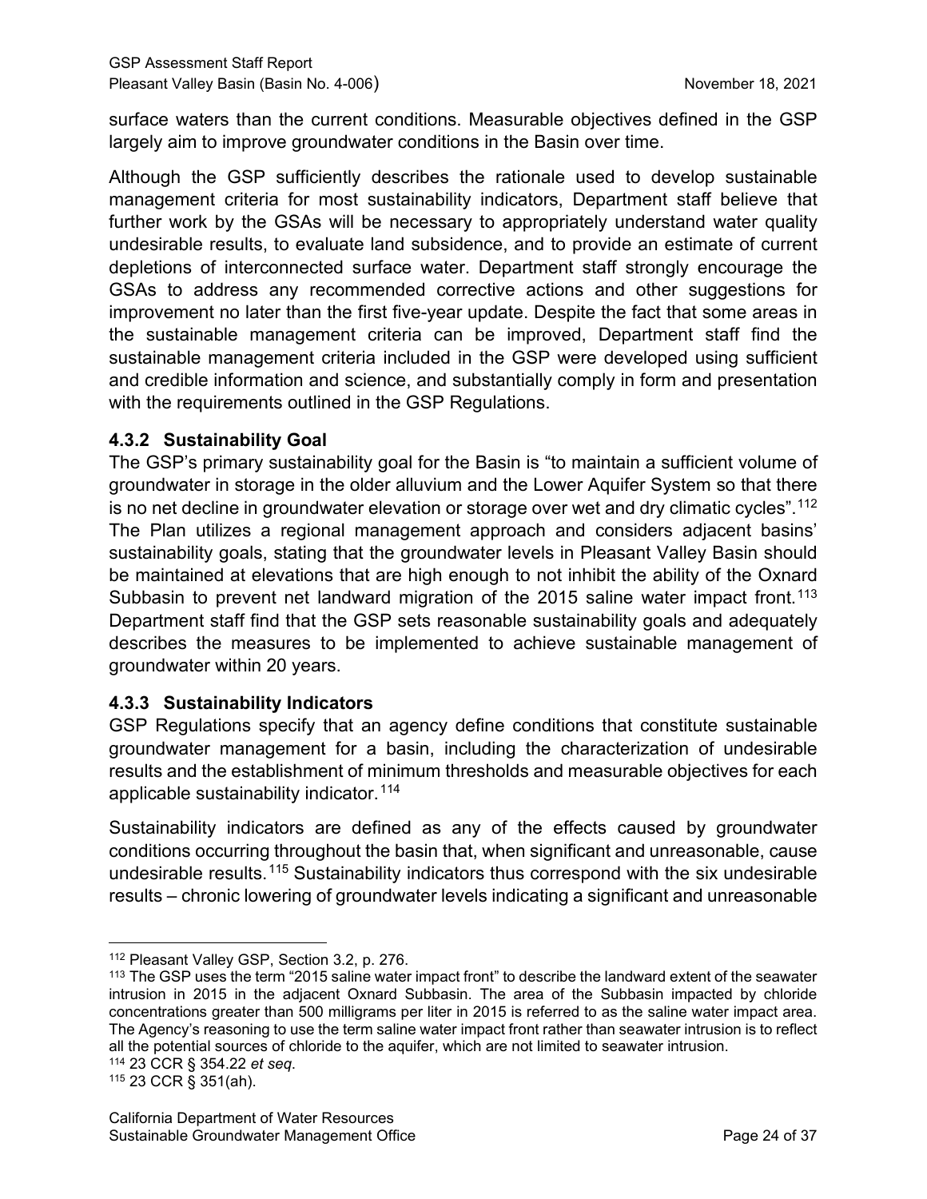surface waters than the current conditions. Measurable objectives defined in the GSP largely aim to improve groundwater conditions in the Basin over time.

Although the GSP sufficiently describes the rationale used to develop sustainable management criteria for most sustainability indicators, Department staff believe that further work by the GSAs will be necessary to appropriately understand water quality undesirable results, to evaluate land subsidence, and to provide an estimate of current depletions of interconnected surface water. Department staff strongly encourage the GSAs to address any recommended corrective actions and other suggestions for improvement no later than the first five-year update. Despite the fact that some areas in the sustainable management criteria can be improved, Department staff find the sustainable management criteria included in the GSP were developed using sufficient and credible information and science, and substantially comply in form and presentation with the requirements outlined in the GSP Regulations.

### 4.3.2 Sustainability Goal

The GSP's primary sustainability goal for the Basin is "to maintain a sufficient volume of groundwater in storage in the older alluvium and the Lower Aquifer System so that there is no net decline in groundwater elevation or storage over wet and dry climatic cycles".[112] The Plan utilizes a regional management approach and considers adjacent basins' sustainability goals, stating that the groundwater levels in Pleasant Valley Basin should be maintained at elevations that are high enough to not inhibit the ability of the Oxnard Subbasin to prevent net landward migration of the 2015 saline water impact front.[113] Department staff find that the GSP sets reasonable sustainability goals and adequately describes the measures to be implemented to achieve sustainable management of groundwater within 20 years.

### 4.3.3 Sustainability Indicators

GSP Regulations specify that an agency define conditions that constitute sustainable groundwater management for a basin, including the characterization of undesirable results and the establishment of minimum thresholds and measurable objectives for each applicable sustainability indicator.[114]

Sustainability indicators are defined as any of the effects caused by groundwater conditions occurring throughout the basin that, when significant and unreasonable, cause undesirable results.[115] Sustainability indicators thus correspond with the six undesirable results – chronic lowering of groundwater levels indicating a significant and unreasonable

---

[112] Pleasant Valley GSP, Section 3.2, p. 276.

[113] The GSP uses the term "2015 saline water impact front" to describe the landward extent of the seawater intrusion in 2015 in the adjacent Oxnard Subbasin. The area of the Subbasin impacted by chloride concentrations greater than 500 milligrams per liter in 2015 is referred to as the saline water impact area. The Agency's reasoning to use the term saline water impact front rather than seawater intrusion is to reflect all the potential sources of chloride to the aquifer, which are not limited to seawater intrusion.

[114] 23 CCR § 354.22 *et seq*.

[115] 23 CCR § 351(ah).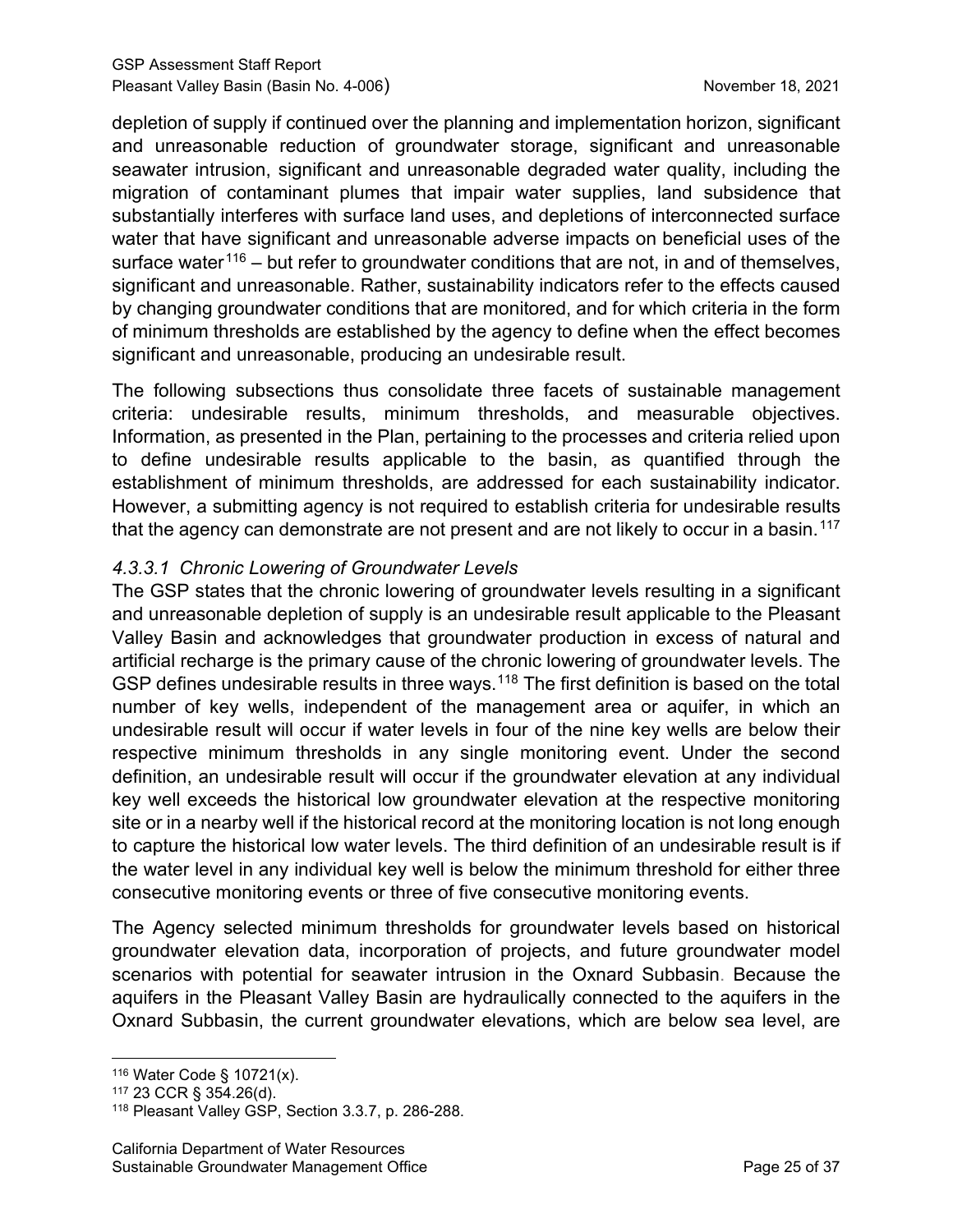depletion of supply if continued over the planning and implementation horizon, significant and unreasonable reduction of groundwater storage, significant and unreasonable seawater intrusion, significant and unreasonable degraded water quality, including the migration of contaminant plumes that impair water supplies, land subsidence that substantially interferes with surface land uses, and depletions of interconnected surface water that have significant and unreasonable adverse impacts on beneficial uses of the surface water[116] – but refer to groundwater conditions that are not, in and of themselves, significant and unreasonable. Rather, sustainability indicators refer to the effects caused by changing groundwater conditions that are monitored, and for which criteria in the form of minimum thresholds are established by the agency to define when the effect becomes significant and unreasonable, producing an undesirable result.

The following subsections thus consolidate three facets of sustainable management criteria: undesirable results, minimum thresholds, and measurable objectives. Information, as presented in the Plan, pertaining to the processes and criteria relied upon to define undesirable results applicable to the basin, as quantified through the establishment of minimum thresholds, are addressed for each sustainability indicator. However, a submitting agency is not required to establish criteria for undesirable results that the agency can demonstrate are not present and are not likely to occur in a basin.[117]

#### *4.3.3.1 Chronic Lowering of Groundwater Levels*

The GSP states that the chronic lowering of groundwater levels resulting in a significant and unreasonable depletion of supply is an undesirable result applicable to the Pleasant Valley Basin and acknowledges that groundwater production in excess of natural and artificial recharge is the primary cause of the chronic lowering of groundwater levels. The GSP defines undesirable results in three ways.[118] The first definition is based on the total number of key wells, independent of the management area or aquifer, in which an undesirable result will occur if water levels in four of the nine key wells are below their respective minimum thresholds in any single monitoring event. Under the second definition, an undesirable result will occur if the groundwater elevation at any individual key well exceeds the historical low groundwater elevation at the respective monitoring site or in a nearby well if the historical record at the monitoring location is not long enough to capture the historical low water levels. The third definition of an undesirable result is if the water level in any individual key well is below the minimum threshold for either three consecutive monitoring events or three of five consecutive monitoring events.

The Agency selected minimum thresholds for groundwater levels based on historical groundwater elevation data, incorporation of projects, and future groundwater model scenarios with potential for seawater intrusion in the Oxnard Subbasin. Because the aquifers in the Pleasant Valley Basin are hydraulically connected to the aquifers in the Oxnard Subbasin, the current groundwater elevations, which are below sea level, are

---

[116] Water Code § 10721(x).
[117] 23 CCR § 354.26(d).
[118] Pleasant Valley GSP, Section 3.3.7, p. 286-288.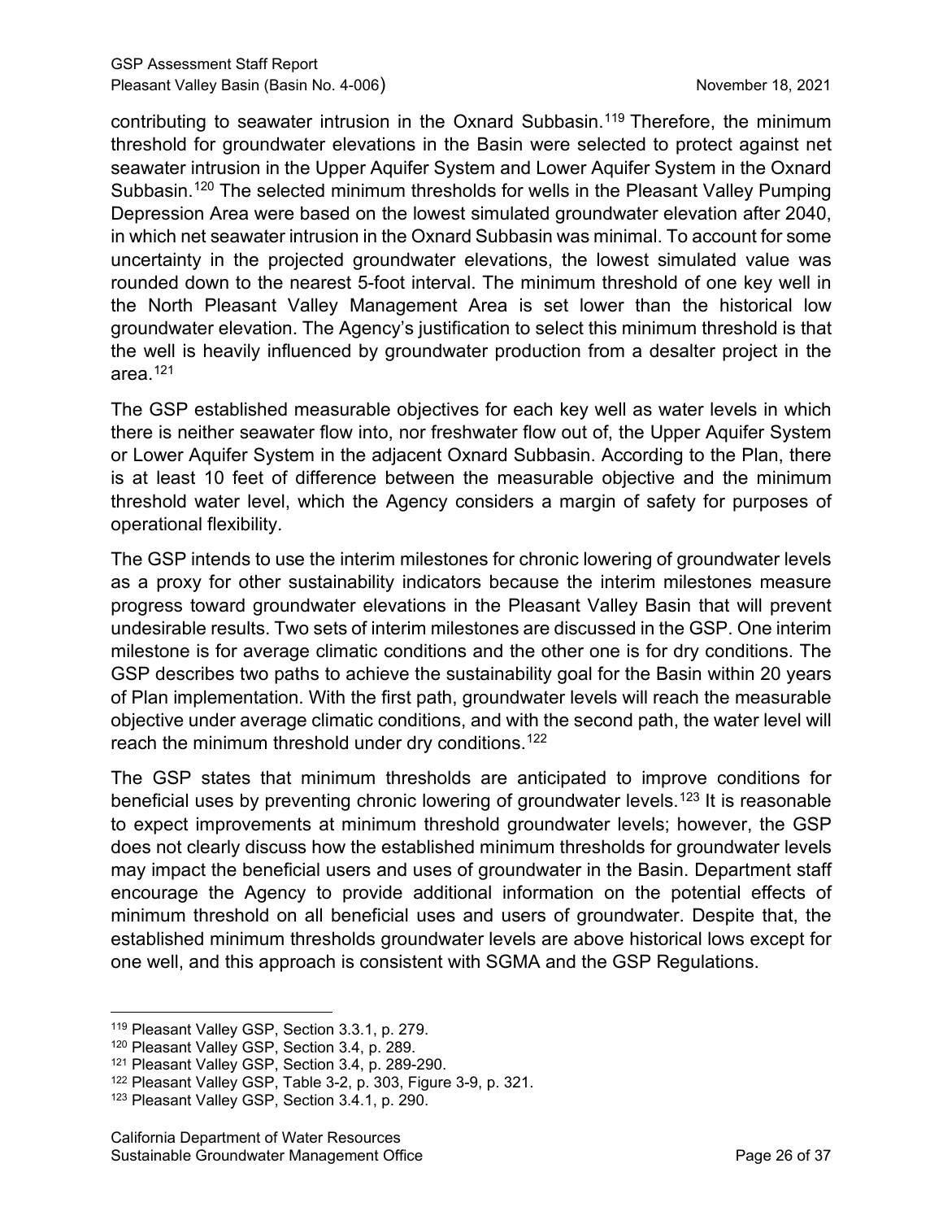contributing to seawater intrusion in the Oxnard Subbasin.[119] Therefore, the minimum threshold for groundwater elevations in the Basin were selected to protect against net seawater intrusion in the Upper Aquifer System and Lower Aquifer System in the Oxnard Subbasin.[120] The selected minimum thresholds for wells in the Pleasant Valley Pumping Depression Area were based on the lowest simulated groundwater elevation after 2040, in which net seawater intrusion in the Oxnard Subbasin was minimal. To account for some uncertainty in the projected groundwater elevations, the lowest simulated value was rounded down to the nearest 5-foot interval. The minimum threshold of one key well in the North Pleasant Valley Management Area is set lower than the historical low groundwater elevation. The Agency's justification to select this minimum threshold is that the well is heavily influenced by groundwater production from a desalter project in the area.[121]

The GSP established measurable objectives for each key well as water levels in which there is neither seawater flow into, nor freshwater flow out of, the Upper Aquifer System or Lower Aquifer System in the adjacent Oxnard Subbasin. According to the Plan, there is at least 10 feet of difference between the measurable objective and the minimum threshold water level, which the Agency considers a margin of safety for purposes of operational flexibility.

The GSP intends to use the interim milestones for chronic lowering of groundwater levels as a proxy for other sustainability indicators because the interim milestones measure progress toward groundwater elevations in the Pleasant Valley Basin that will prevent undesirable results. Two sets of interim milestones are discussed in the GSP. One interim milestone is for average climatic conditions and the other one is for dry conditions. The GSP describes two paths to achieve the sustainability goal for the Basin within 20 years of Plan implementation. With the first path, groundwater levels will reach the measurable objective under average climatic conditions, and with the second path, the water level will reach the minimum threshold under dry conditions.[122]

The GSP states that minimum thresholds are anticipated to improve conditions for beneficial uses by preventing chronic lowering of groundwater levels.[123] It is reasonable to expect improvements at minimum threshold groundwater levels; however, the GSP does not clearly discuss how the established minimum thresholds for groundwater levels may impact the beneficial users and uses of groundwater in the Basin. Department staff encourage the Agency to provide additional information on the potential effects of minimum threshold on all beneficial uses and users of groundwater. Despite that, the established minimum thresholds groundwater levels are above historical lows except for one well, and this approach is consistent with SGMA and the GSP Regulations.

---

[119] Pleasant Valley GSP, Section 3.3.1, p. 279.

[120] Pleasant Valley GSP, Section 3.4, p. 289.

[121] Pleasant Valley GSP, Section 3.4, p. 289-290.

[122] Pleasant Valley GSP, Table 3-2, p. 303, Figure 3-9, p. 321.

[123] Pleasant Valley GSP, Section 3.4.1, p. 290.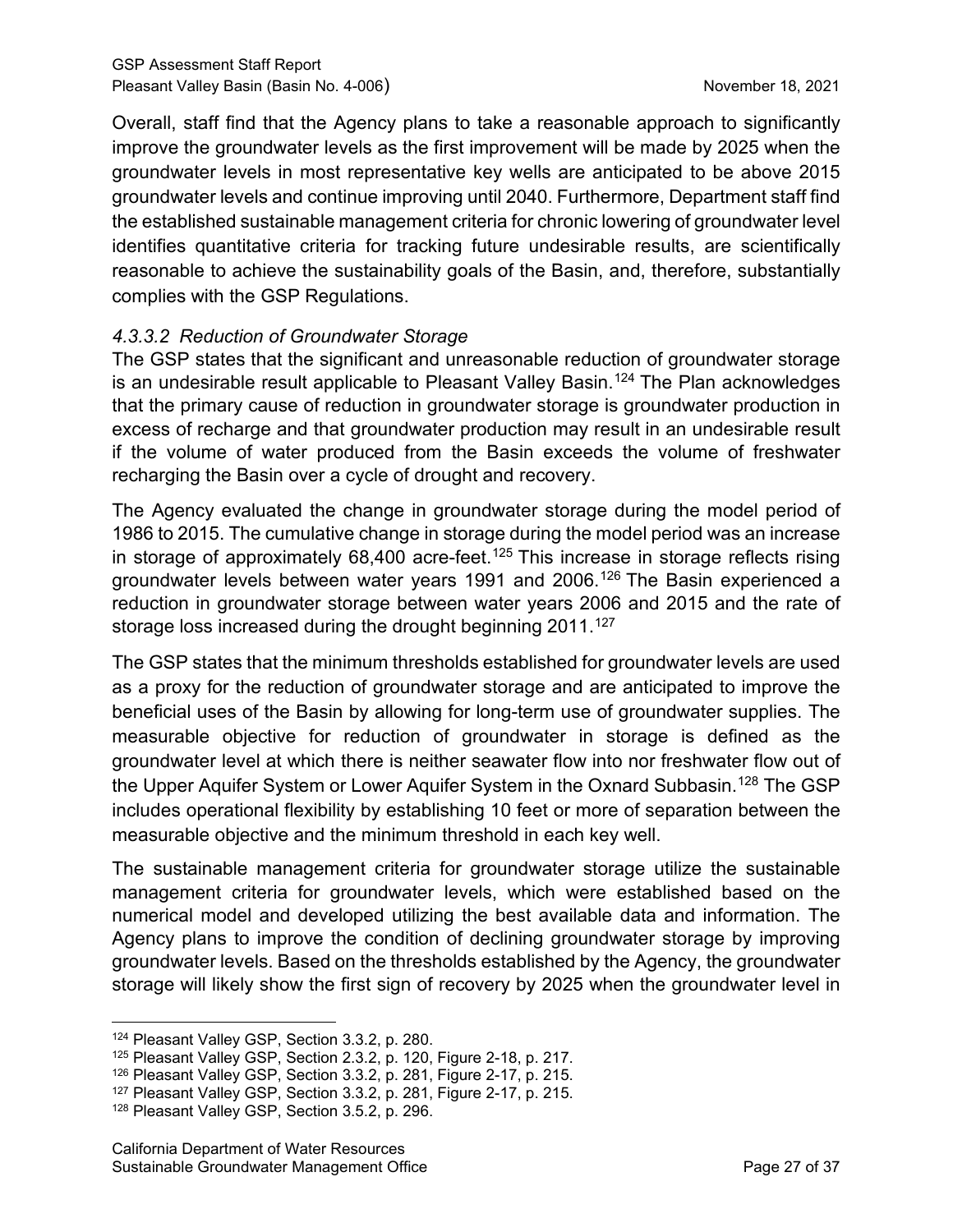Overall, staff find that the Agency plans to take a reasonable approach to significantly improve the groundwater levels as the first improvement will be made by 2025 when the groundwater levels in most representative key wells are anticipated to be above 2015 groundwater levels and continue improving until 2040. Furthermore, Department staff find the established sustainable management criteria for chronic lowering of groundwater level identifies quantitative criteria for tracking future undesirable results, are scientifically reasonable to achieve the sustainability goals of the Basin, and, therefore, substantially complies with the GSP Regulations.

#### *4.3.3.2 Reduction of Groundwater Storage*

The GSP states that the significant and unreasonable reduction of groundwater storage is an undesirable result applicable to Pleasant Valley Basin.[124] The Plan acknowledges that the primary cause of reduction in groundwater storage is groundwater production in excess of recharge and that groundwater production may result in an undesirable result if the volume of water produced from the Basin exceeds the volume of freshwater recharging the Basin over a cycle of drought and recovery.

The Agency evaluated the change in groundwater storage during the model period of 1986 to 2015. The cumulative change in storage during the model period was an increase in storage of approximately 68,400 acre-feet.[125] This increase in storage reflects rising groundwater levels between water years 1991 and 2006.[126] The Basin experienced a reduction in groundwater storage between water years 2006 and 2015 and the rate of storage loss increased during the drought beginning 2011.[127]

The GSP states that the minimum thresholds established for groundwater levels are used as a proxy for the reduction of groundwater storage and are anticipated to improve the beneficial uses of the Basin by allowing for long-term use of groundwater supplies. The measurable objective for reduction of groundwater in storage is defined as the groundwater level at which there is neither seawater flow into nor freshwater flow out of the Upper Aquifer System or Lower Aquifer System in the Oxnard Subbasin.[128] The GSP includes operational flexibility by establishing 10 feet or more of separation between the measurable objective and the minimum threshold in each key well.

The sustainable management criteria for groundwater storage utilize the sustainable management criteria for groundwater levels, which were established based on the numerical model and developed utilizing the best available data and information. The Agency plans to improve the condition of declining groundwater storage by improving groundwater levels. Based on the thresholds established by the Agency, the groundwater storage will likely show the first sign of recovery by 2025 when the groundwater level in

---

[124] Pleasant Valley GSP, Section 3.3.2, p. 280.

[125] Pleasant Valley GSP, Section 2.3.2, p. 120, Figure 2-18, p. 217.

[126] Pleasant Valley GSP, Section 3.3.2, p. 281, Figure 2-17, p. 215.

[127] Pleasant Valley GSP, Section 3.3.2, p. 281, Figure 2-17, p. 215.

[128] Pleasant Valley GSP, Section 3.5.2, p. 296.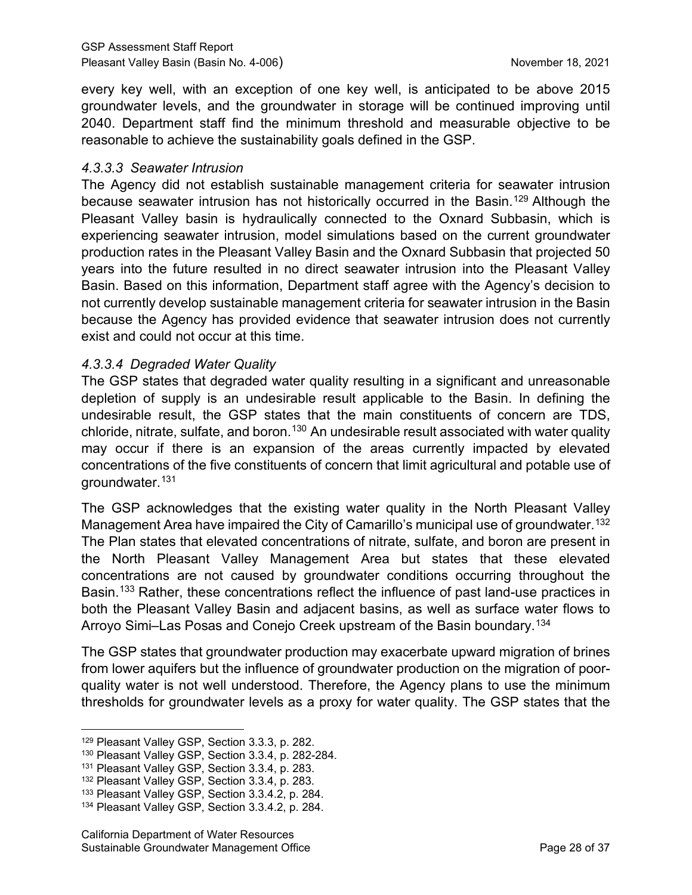every key well, with an exception of one key well, is anticipated to be above 2015 groundwater levels, and the groundwater in storage will be continued improving until 2040. Department staff find the minimum threshold and measurable objective to be reasonable to achieve the sustainability goals defined in the GSP.

#### *4.3.3.3 Seawater Intrusion*

The Agency did not establish sustainable management criteria for seawater intrusion because seawater intrusion has not historically occurred in the Basin.[129] Although the Pleasant Valley basin is hydraulically connected to the Oxnard Subbasin, which is experiencing seawater intrusion, model simulations based on the current groundwater production rates in the Pleasant Valley Basin and the Oxnard Subbasin that projected 50 years into the future resulted in no direct seawater intrusion into the Pleasant Valley Basin. Based on this information, Department staff agree with the Agency's decision to not currently develop sustainable management criteria for seawater intrusion in the Basin because the Agency has provided evidence that seawater intrusion does not currently exist and could not occur at this time.

#### *4.3.3.4 Degraded Water Quality*

The GSP states that degraded water quality resulting in a significant and unreasonable depletion of supply is an undesirable result applicable to the Basin. In defining the undesirable result, the GSP states that the main constituents of concern are TDS, chloride, nitrate, sulfate, and boron.[130] An undesirable result associated with water quality may occur if there is an expansion of the areas currently impacted by elevated concentrations of the five constituents of concern that limit agricultural and potable use of groundwater.[131]

The GSP acknowledges that the existing water quality in the North Pleasant Valley Management Area have impaired the City of Camarillo's municipal use of groundwater.[132] The Plan states that elevated concentrations of nitrate, sulfate, and boron are present in the North Pleasant Valley Management Area but states that these elevated concentrations are not caused by groundwater conditions occurring throughout the Basin.[133] Rather, these concentrations reflect the influence of past land-use practices in both the Pleasant Valley Basin and adjacent basins, as well as surface water flows to Arroyo Simi–Las Posas and Conejo Creek upstream of the Basin boundary.[134]

The GSP states that groundwater production may exacerbate upward migration of brines from lower aquifers but the influence of groundwater production on the migration of poor-quality water is not well understood. Therefore, the Agency plans to use the minimum thresholds for groundwater levels as a proxy for water quality. The GSP states that the

---

[129] Pleasant Valley GSP, Section 3.3.3, p. 282.
[130] Pleasant Valley GSP, Section 3.3.4, p. 282-284.
[131] Pleasant Valley GSP, Section 3.3.4, p. 283.
[132] Pleasant Valley GSP, Section 3.3.4, p. 283.
[133] Pleasant Valley GSP, Section 3.3.4.2, p. 284.
[134] Pleasant Valley GSP, Section 3.3.4.2, p. 284.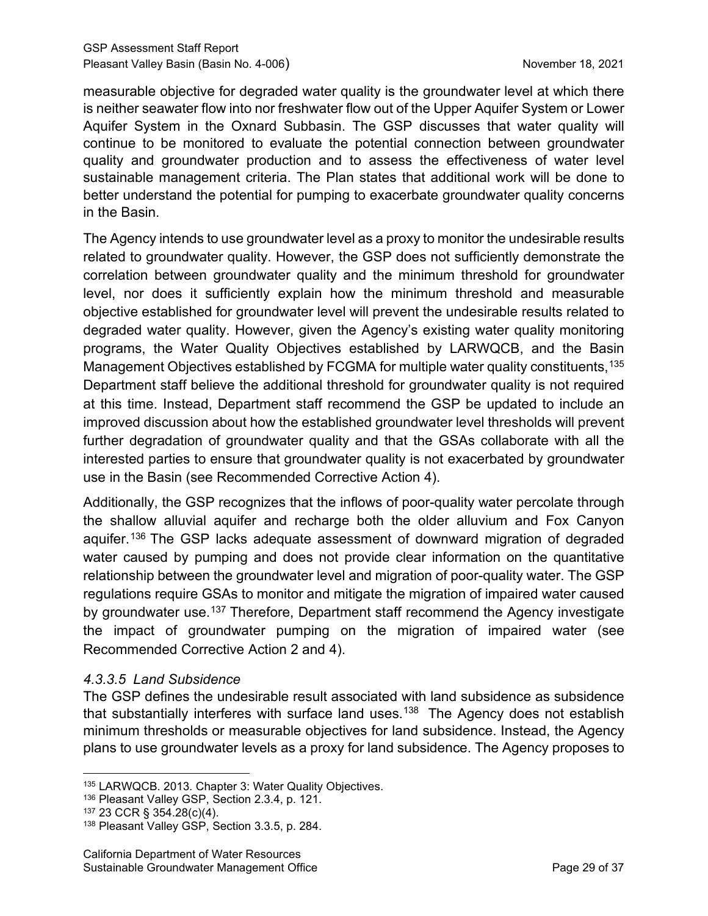measurable objective for degraded water quality is the groundwater level at which there is neither seawater flow into nor freshwater flow out of the Upper Aquifer System or Lower Aquifer System in the Oxnard Subbasin. The GSP discusses that water quality will continue to be monitored to evaluate the potential connection between groundwater quality and groundwater production and to assess the effectiveness of water level sustainable management criteria. The Plan states that additional work will be done to better understand the potential for pumping to exacerbate groundwater quality concerns in the Basin.

The Agency intends to use groundwater level as a proxy to monitor the undesirable results related to groundwater quality. However, the GSP does not sufficiently demonstrate the correlation between groundwater quality and the minimum threshold for groundwater level, nor does it sufficiently explain how the minimum threshold and measurable objective established for groundwater level will prevent the undesirable results related to degraded water quality. However, given the Agency's existing water quality monitoring programs, the Water Quality Objectives established by LARWQCB, and the Basin Management Objectives established by FCGMA for multiple water quality constituents,[135] Department staff believe the additional threshold for groundwater quality is not required at this time. Instead, Department staff recommend the GSP be updated to include an improved discussion about how the established groundwater level thresholds will prevent further degradation of groundwater quality and that the GSAs collaborate with all the interested parties to ensure that groundwater quality is not exacerbated by groundwater use in the Basin (see Recommended Corrective Action 4).

Additionally, the GSP recognizes that the inflows of poor-quality water percolate through the shallow alluvial aquifer and recharge both the older alluvium and Fox Canyon aquifer.[136] The GSP lacks adequate assessment of downward migration of degraded water caused by pumping and does not provide clear information on the quantitative relationship between the groundwater level and migration of poor-quality water. The GSP regulations require GSAs to monitor and mitigate the migration of impaired water caused by groundwater use.[137] Therefore, Department staff recommend the Agency investigate the impact of groundwater pumping on the migration of impaired water (see Recommended Corrective Action 2 and 4).

#### *4.3.3.5 Land Subsidence*

The GSP defines the undesirable result associated with land subsidence as subsidence that substantially interferes with surface land uses.[138] The Agency does not establish minimum thresholds or measurable objectives for land subsidence. Instead, the Agency plans to use groundwater levels as a proxy for land subsidence. The Agency proposes to

---

[135] LARWQCB. 2013. Chapter 3: Water Quality Objectives.

[136] Pleasant Valley GSP, Section 2.3.4, p. 121.

[137] 23 CCR § 354.28(c)(4).

[138] Pleasant Valley GSP, Section 3.3.5, p. 284.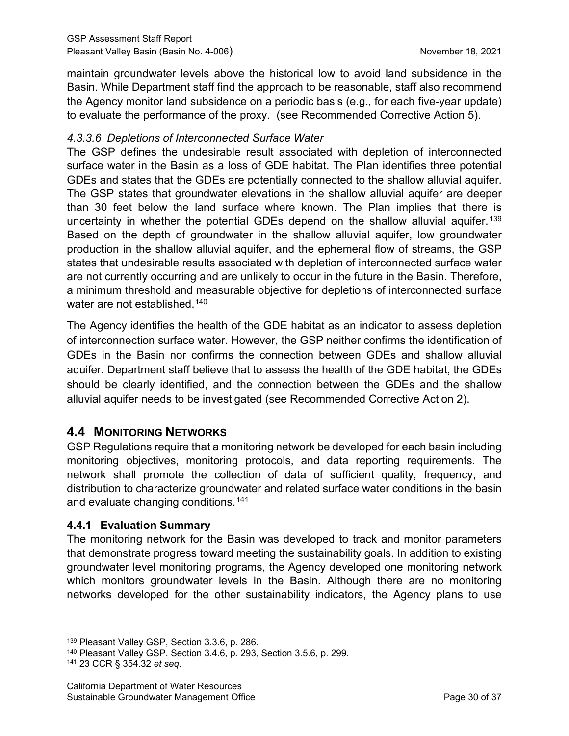maintain groundwater levels above the historical low to avoid land subsidence in the Basin. While Department staff find the approach to be reasonable, staff also recommend the Agency monitor land subsidence on a periodic basis (e.g., for each five-year update) to evaluate the performance of the proxy. (see Recommended Corrective Action 5).

#### *4.3.3.6 Depletions of Interconnected Surface Water*

The GSP defines the undesirable result associated with depletion of interconnected surface water in the Basin as a loss of GDE habitat. The Plan identifies three potential GDEs and states that the GDEs are potentially connected to the shallow alluvial aquifer. The GSP states that groundwater elevations in the shallow alluvial aquifer are deeper than 30 feet below the land surface where known. The Plan implies that there is uncertainty in whether the potential GDEs depend on the shallow alluvial aquifer.[139] Based on the depth of groundwater in the shallow alluvial aquifer, low groundwater production in the shallow alluvial aquifer, and the ephemeral flow of streams, the GSP states that undesirable results associated with depletion of interconnected surface water are not currently occurring and are unlikely to occur in the future in the Basin. Therefore, a minimum threshold and measurable objective for depletions of interconnected surface water are not established.[140]

The Agency identifies the health of the GDE habitat as an indicator to assess depletion of interconnection surface water. However, the GSP neither confirms the identification of GDEs in the Basin nor confirms the connection between GDEs and shallow alluvial aquifer. Department staff believe that to assess the health of the GDE habitat, the GDEs should be clearly identified, and the connection between the GDEs and the shallow alluvial aquifer needs to be investigated (see Recommended Corrective Action 2).

## 4.4 MONITORING NETWORKS

GSP Regulations require that a monitoring network be developed for each basin including monitoring objectives, monitoring protocols, and data reporting requirements. The network shall promote the collection of data of sufficient quality, frequency, and distribution to characterize groundwater and related surface water conditions in the basin and evaluate changing conditions.[141]

### 4.4.1 Evaluation Summary

The monitoring network for the Basin was developed to track and monitor parameters that demonstrate progress toward meeting the sustainability goals. In addition to existing groundwater level monitoring programs, the Agency developed one monitoring network which monitors groundwater levels in the Basin. Although there are no monitoring networks developed for the other sustainability indicators, the Agency plans to use

---

[139] Pleasant Valley GSP, Section 3.3.6, p. 286.

[140] Pleasant Valley GSP, Section 3.4.6, p. 293, Section 3.5.6, p. 299.

[141] 23 CCR § 354.32 *et seq.*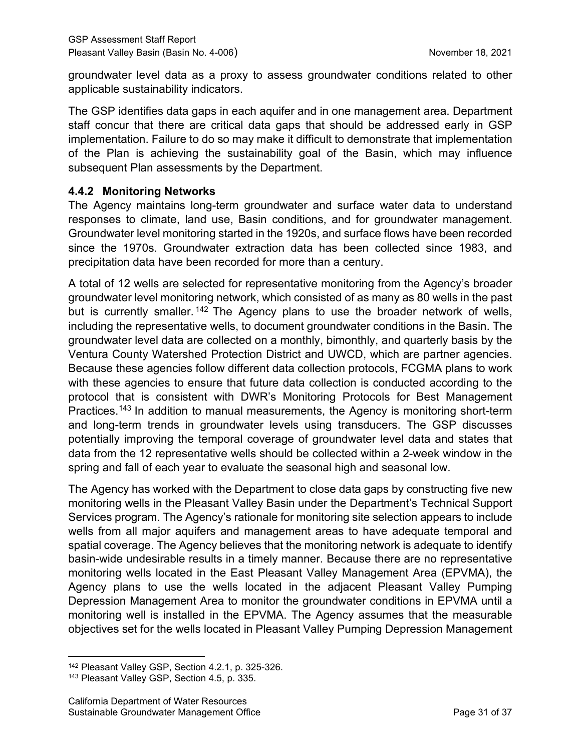groundwater level data as a proxy to assess groundwater conditions related to other applicable sustainability indicators.

The GSP identifies data gaps in each aquifer and in one management area. Department staff concur that there are critical data gaps that should be addressed early in GSP implementation. Failure to do so may make it difficult to demonstrate that implementation of the Plan is achieving the sustainability goal of the Basin, which may influence subsequent Plan assessments by the Department.

### 4.4.2 Monitoring Networks

The Agency maintains long-term groundwater and surface water data to understand responses to climate, land use, Basin conditions, and for groundwater management. Groundwater level monitoring started in the 1920s, and surface flows have been recorded since the 1970s. Groundwater extraction data has been collected since 1983, and precipitation data have been recorded for more than a century.

A total of 12 wells are selected for representative monitoring from the Agency's broader groundwater level monitoring network, which consisted of as many as 80 wells in the past but is currently smaller.[142] The Agency plans to use the broader network of wells, including the representative wells, to document groundwater conditions in the Basin. The groundwater level data are collected on a monthly, bimonthly, and quarterly basis by the Ventura County Watershed Protection District and UWCD, which are partner agencies. Because these agencies follow different data collection protocols, FCGMA plans to work with these agencies to ensure that future data collection is conducted according to the protocol that is consistent with DWR's Monitoring Protocols for Best Management Practices.[143] In addition to manual measurements, the Agency is monitoring short-term and long-term trends in groundwater levels using transducers. The GSP discusses potentially improving the temporal coverage of groundwater level data and states that data from the 12 representative wells should be collected within a 2-week window in the spring and fall of each year to evaluate the seasonal high and seasonal low.

The Agency has worked with the Department to close data gaps by constructing five new monitoring wells in the Pleasant Valley Basin under the Department's Technical Support Services program. The Agency's rationale for monitoring site selection appears to include wells from all major aquifers and management areas to have adequate temporal and spatial coverage. The Agency believes that the monitoring network is adequate to identify basin-wide undesirable results in a timely manner. Because there are no representative monitoring wells located in the East Pleasant Valley Management Area (EPVMA), the Agency plans to use the wells located in the adjacent Pleasant Valley Pumping Depression Management Area to monitor the groundwater conditions in EPVMA until a monitoring well is installed in the EPVMA. The Agency assumes that the measurable objectives set for the wells located in Pleasant Valley Pumping Depression Management

[142] Pleasant Valley GSP, Section 4.2.1, p. 325-326.

[143] Pleasant Valley GSP, Section 4.5, p. 335.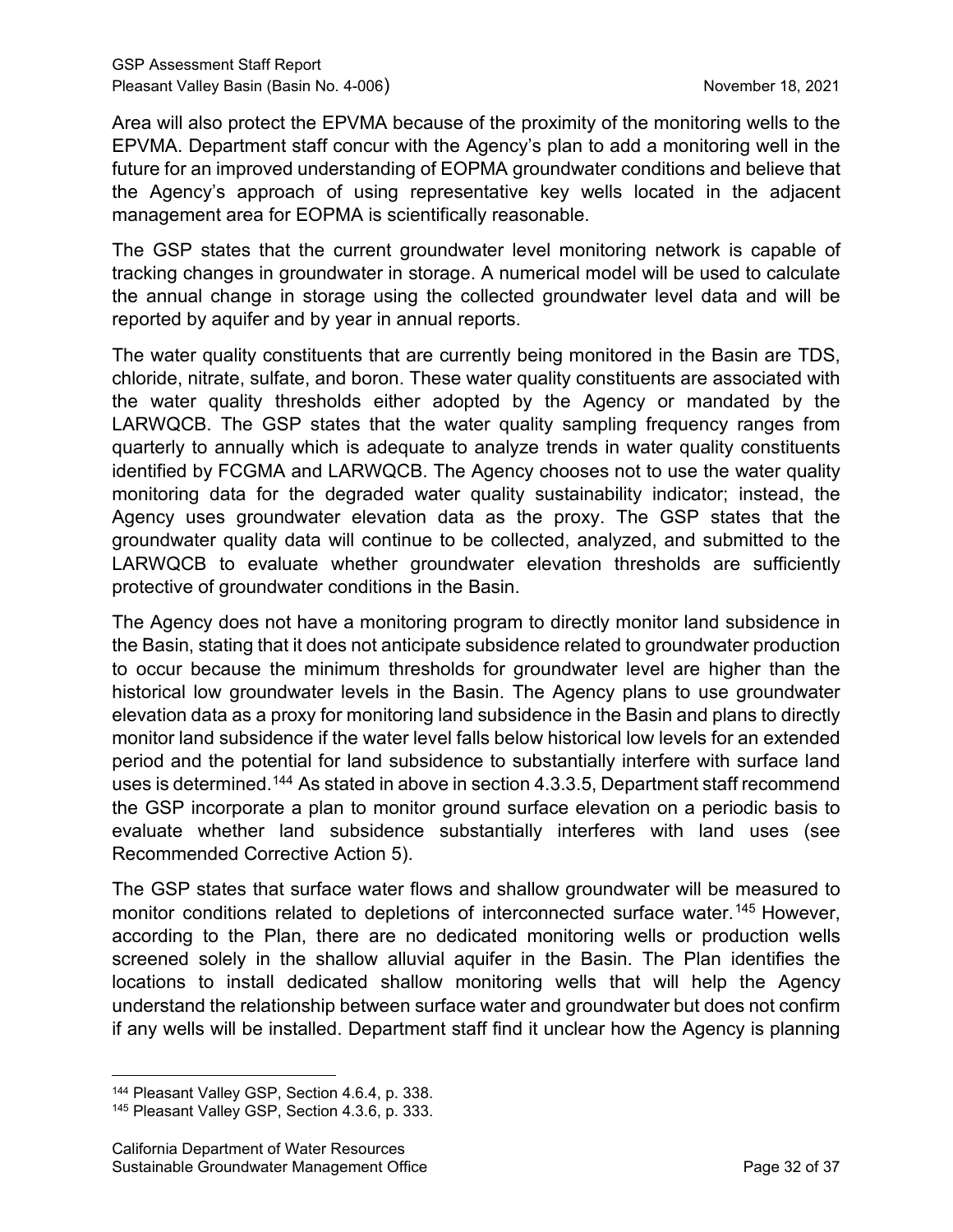Area will also protect the EPVMA because of the proximity of the monitoring wells to the EPVMA. Department staff concur with the Agency's plan to add a monitoring well in the future for an improved understanding of EOPMA groundwater conditions and believe that the Agency's approach of using representative key wells located in the adjacent management area for EOPMA is scientifically reasonable.

The GSP states that the current groundwater level monitoring network is capable of tracking changes in groundwater in storage. A numerical model will be used to calculate the annual change in storage using the collected groundwater level data and will be reported by aquifer and by year in annual reports.

The water quality constituents that are currently being monitored in the Basin are TDS, chloride, nitrate, sulfate, and boron. These water quality constituents are associated with the water quality thresholds either adopted by the Agency or mandated by the LARWQCB. The GSP states that the water quality sampling frequency ranges from quarterly to annually which is adequate to analyze trends in water quality constituents identified by FCGMA and LARWQCB. The Agency chooses not to use the water quality monitoring data for the degraded water quality sustainability indicator; instead, the Agency uses groundwater elevation data as the proxy. The GSP states that the groundwater quality data will continue to be collected, analyzed, and submitted to the LARWQCB to evaluate whether groundwater elevation thresholds are sufficiently protective of groundwater conditions in the Basin.

The Agency does not have a monitoring program to directly monitor land subsidence in the Basin, stating that it does not anticipate subsidence related to groundwater production to occur because the minimum thresholds for groundwater level are higher than the historical low groundwater levels in the Basin. The Agency plans to use groundwater elevation data as a proxy for monitoring land subsidence in the Basin and plans to directly monitor land subsidence if the water level falls below historical low levels for an extended period and the potential for land subsidence to substantially interfere with surface land uses is determined.[144] As stated in above in section 4.3.3.5, Department staff recommend the GSP incorporate a plan to monitor ground surface elevation on a periodic basis to evaluate whether land subsidence substantially interferes with land uses (see Recommended Corrective Action 5).

The GSP states that surface water flows and shallow groundwater will be measured to monitor conditions related to depletions of interconnected surface water.[145] However, according to the Plan, there are no dedicated monitoring wells or production wells screened solely in the shallow alluvial aquifer in the Basin. The Plan identifies the locations to install dedicated shallow monitoring wells that will help the Agency understand the relationship between surface water and groundwater but does not confirm if any wells will be installed. Department staff find it unclear how the Agency is planning

[144] Pleasant Valley GSP, Section 4.6.4, p. 338.

[145] Pleasant Valley GSP, Section 4.3.6, p. 333.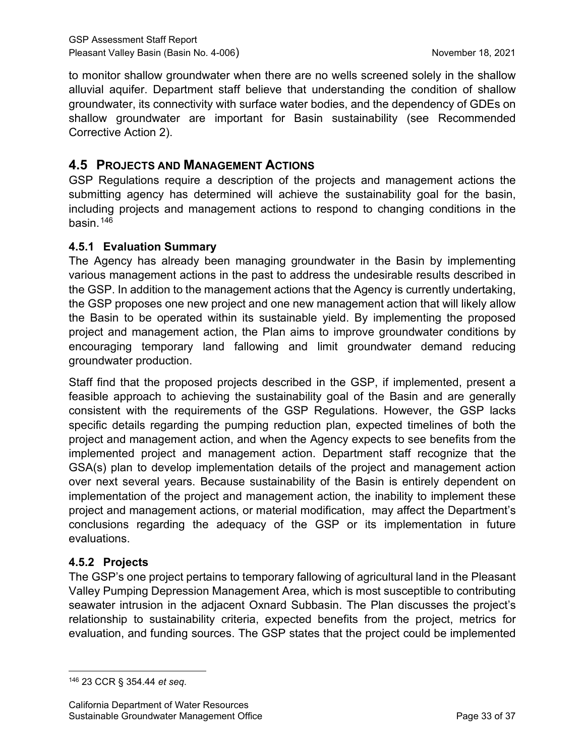to monitor shallow groundwater when there are no wells screened solely in the shallow alluvial aquifer. Department staff believe that understanding the condition of shallow groundwater, its connectivity with surface water bodies, and the dependency of GDEs on shallow groundwater are important for Basin sustainability (see Recommended Corrective Action 2).

## 4.5 Projects and Management Actions

GSP Regulations require a description of the projects and management actions the submitting agency has determined will achieve the sustainability goal for the basin, including projects and management actions to respond to changing conditions in the basin.[146]

### 4.5.1 Evaluation Summary

The Agency has already been managing groundwater in the Basin by implementing various management actions in the past to address the undesirable results described in the GSP. In addition to the management actions that the Agency is currently undertaking, the GSP proposes one new project and one new management action that will likely allow the Basin to be operated within its sustainable yield. By implementing the proposed project and management action, the Plan aims to improve groundwater conditions by encouraging temporary land fallowing and limit groundwater demand reducing groundwater production.

Staff find that the proposed projects described in the GSP, if implemented, present a feasible approach to achieving the sustainability goal of the Basin and are generally consistent with the requirements of the GSP Regulations. However, the GSP lacks specific details regarding the pumping reduction plan, expected timelines of both the project and management action, and when the Agency expects to see benefits from the implemented project and management action. Department staff recognize that the GSA(s) plan to develop implementation details of the project and management action over next several years. Because sustainability of the Basin is entirely dependent on implementation of the project and management action, the inability to implement these project and management actions, or material modification, may affect the Department's conclusions regarding the adequacy of the GSP or its implementation in future evaluations.

### 4.5.2 Projects

The GSP's one project pertains to temporary fallowing of agricultural land in the Pleasant Valley Pumping Depression Management Area, which is most susceptible to contributing seawater intrusion in the adjacent Oxnard Subbasin. The Plan discusses the project's relationship to sustainability criteria, expected benefits from the project, metrics for evaluation, and funding sources. The GSP states that the project could be implemented

[146] 23 CCR § 354.44 *et seq*.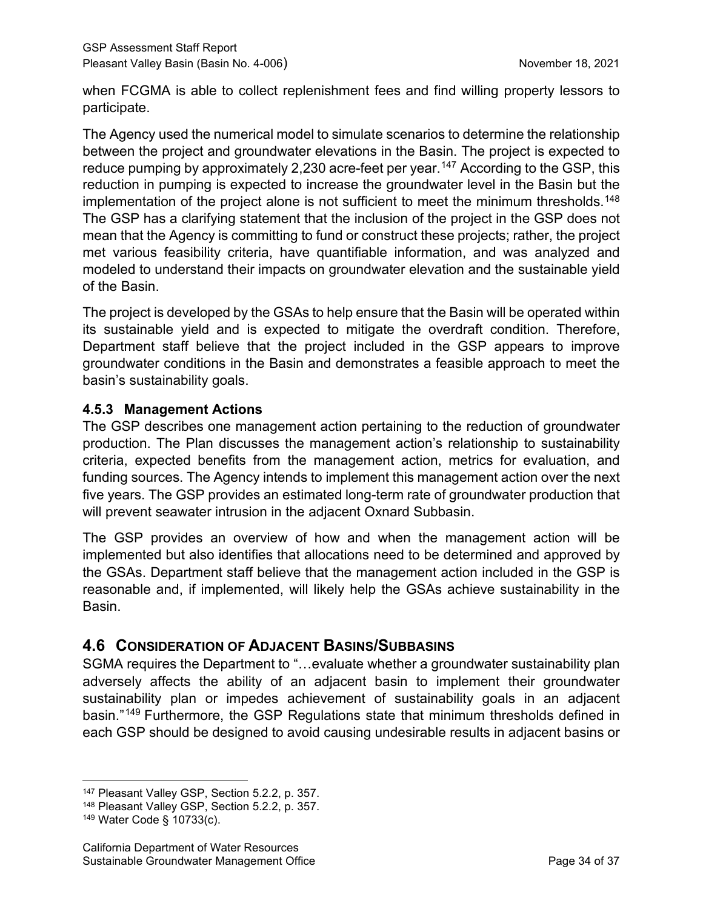when FCGMA is able to collect replenishment fees and find willing property lessors to participate.

The Agency used the numerical model to simulate scenarios to determine the relationship between the project and groundwater elevations in the Basin. The project is expected to reduce pumping by approximately 2,230 acre-feet per year.[147] According to the GSP, this reduction in pumping is expected to increase the groundwater level in the Basin but the implementation of the project alone is not sufficient to meet the minimum thresholds.[148] The GSP has a clarifying statement that the inclusion of the project in the GSP does not mean that the Agency is committing to fund or construct these projects; rather, the project met various feasibility criteria, have quantifiable information, and was analyzed and modeled to understand their impacts on groundwater elevation and the sustainable yield of the Basin.

The project is developed by the GSAs to help ensure that the Basin will be operated within its sustainable yield and is expected to mitigate the overdraft condition. Therefore, Department staff believe that the project included in the GSP appears to improve groundwater conditions in the Basin and demonstrates a feasible approach to meet the basin's sustainability goals.

### 4.5.3 Management Actions

The GSP describes one management action pertaining to the reduction of groundwater production. The Plan discusses the management action's relationship to sustainability criteria, expected benefits from the management action, metrics for evaluation, and funding sources. The Agency intends to implement this management action over the next five years. The GSP provides an estimated long-term rate of groundwater production that will prevent seawater intrusion in the adjacent Oxnard Subbasin.

The GSP provides an overview of how and when the management action will be implemented but also identifies that allocations need to be determined and approved by the GSAs. Department staff believe that the management action included in the GSP is reasonable and, if implemented, will likely help the GSAs achieve sustainability in the Basin.

## 4.6 Consideration of Adjacent Basins/Subbasins

SGMA requires the Department to "…evaluate whether a groundwater sustainability plan adversely affects the ability of an adjacent basin to implement their groundwater sustainability plan or impedes achievement of sustainability goals in an adjacent basin."[149] Furthermore, the GSP Regulations state that minimum thresholds defined in each GSP should be designed to avoid causing undesirable results in adjacent basins or

---

[147] Pleasant Valley GSP, Section 5.2.2, p. 357.

[148] Pleasant Valley GSP, Section 5.2.2, p. 357.

[149] Water Code § 10733(c).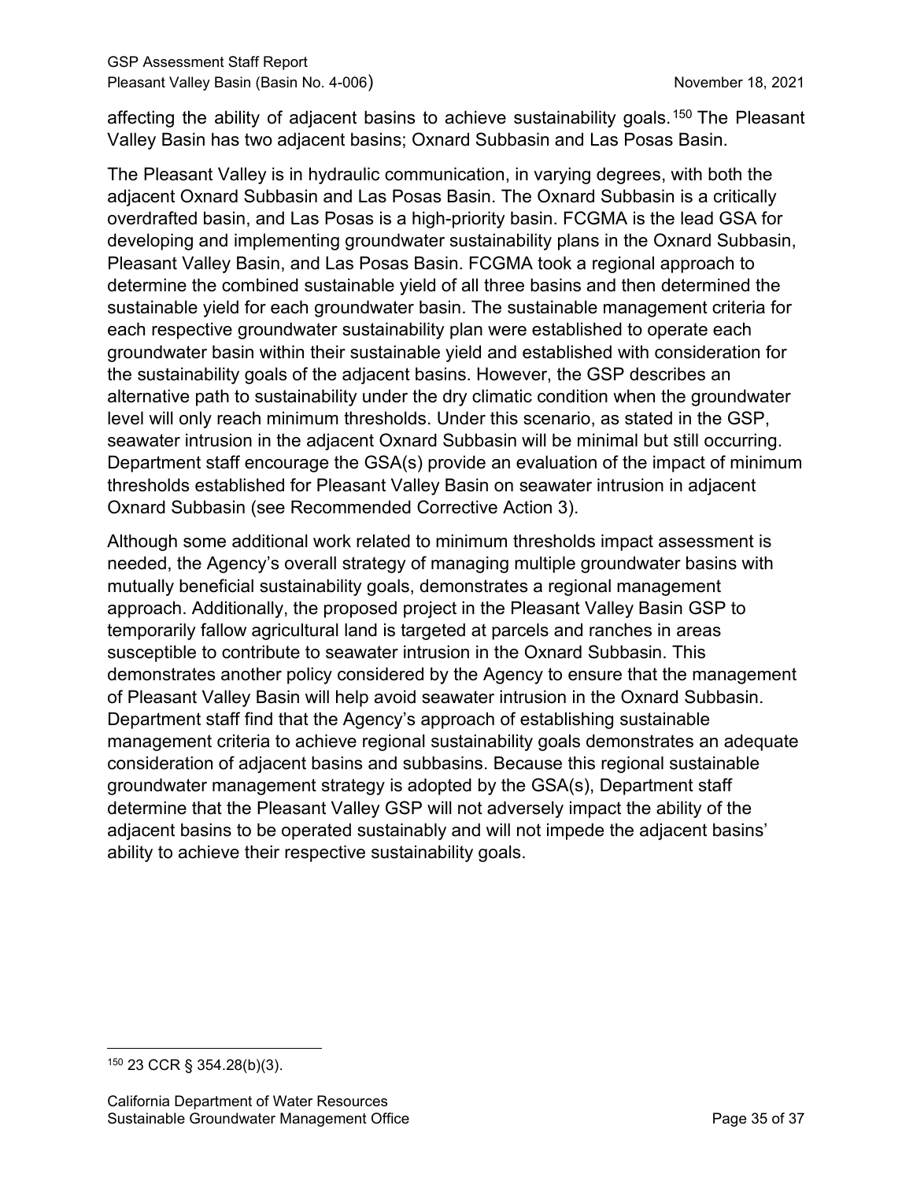affecting the ability of adjacent basins to achieve sustainability goals.[150] The Pleasant Valley Basin has two adjacent basins; Oxnard Subbasin and Las Posas Basin.

The Pleasant Valley is in hydraulic communication, in varying degrees, with both the adjacent Oxnard Subbasin and Las Posas Basin. The Oxnard Subbasin is a critically overdrafted basin, and Las Posas is a high-priority basin. FCGMA is the lead GSA for developing and implementing groundwater sustainability plans in the Oxnard Subbasin, Pleasant Valley Basin, and Las Posas Basin. FCGMA took a regional approach to determine the combined sustainable yield of all three basins and then determined the sustainable yield for each groundwater basin. The sustainable management criteria for each respective groundwater sustainability plan were established to operate each groundwater basin within their sustainable yield and established with consideration for the sustainability goals of the adjacent basins. However, the GSP describes an alternative path to sustainability under the dry climatic condition when the groundwater level will only reach minimum thresholds. Under this scenario, as stated in the GSP, seawater intrusion in the adjacent Oxnard Subbasin will be minimal but still occurring. Department staff encourage the GSA(s) provide an evaluation of the impact of minimum thresholds established for Pleasant Valley Basin on seawater intrusion in adjacent Oxnard Subbasin (see Recommended Corrective Action 3).

Although some additional work related to minimum thresholds impact assessment is needed, the Agency's overall strategy of managing multiple groundwater basins with mutually beneficial sustainability goals, demonstrates a regional management approach. Additionally, the proposed project in the Pleasant Valley Basin GSP to temporarily fallow agricultural land is targeted at parcels and ranches in areas susceptible to contribute to seawater intrusion in the Oxnard Subbasin. This demonstrates another policy considered by the Agency to ensure that the management of Pleasant Valley Basin will help avoid seawater intrusion in the Oxnard Subbasin. Department staff find that the Agency's approach of establishing sustainable management criteria to achieve regional sustainability goals demonstrates an adequate consideration of adjacent basins and subbasins. Because this regional sustainable groundwater management strategy is adopted by the GSA(s), Department staff determine that the Pleasant Valley GSP will not adversely impact the ability of the adjacent basins to be operated sustainably and will not impede the adjacent basins' ability to achieve their respective sustainability goals.

---

[150] 23 CCR § 354.28(b)(3).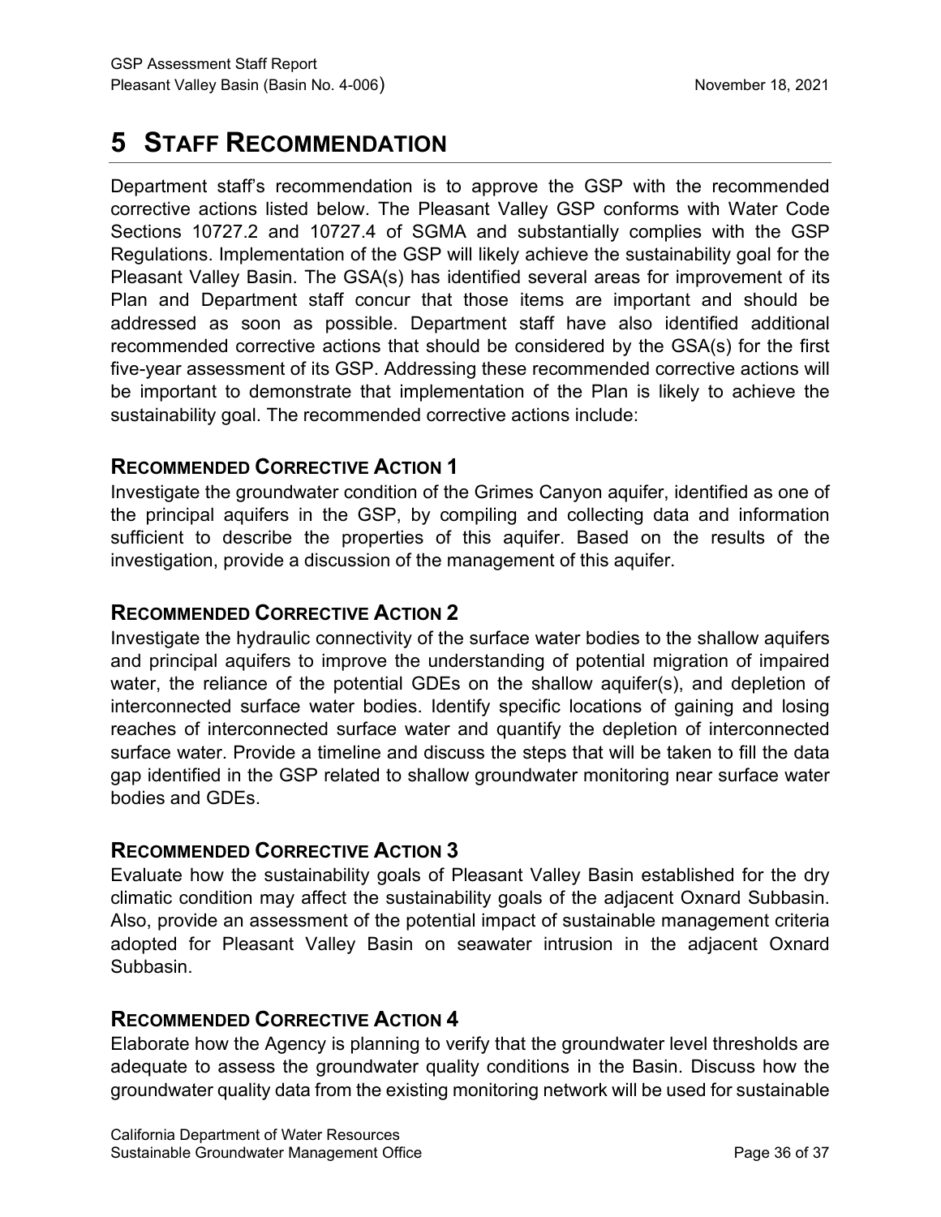# 5 STAFF RECOMMENDATION

Department staff's recommendation is to approve the GSP with the recommended corrective actions listed below. The Pleasant Valley GSP conforms with Water Code Sections 10727.2 and 10727.4 of SGMA and substantially complies with the GSP Regulations. Implementation of the GSP will likely achieve the sustainability goal for the Pleasant Valley Basin. The GSA(s) has identified several areas for improvement of its Plan and Department staff concur that those items are important and should be addressed as soon as possible. Department staff have also identified additional recommended corrective actions that should be considered by the GSA(s) for the first five-year assessment of its GSP. Addressing these recommended corrective actions will be important to demonstrate that implementation of the Plan is likely to achieve the sustainability goal. The recommended corrective actions include:

### RECOMMENDED CORRECTIVE ACTION 1

Investigate the groundwater condition of the Grimes Canyon aquifer, identified as one of the principal aquifers in the GSP, by compiling and collecting data and information sufficient to describe the properties of this aquifer. Based on the results of the investigation, provide a discussion of the management of this aquifer.

### RECOMMENDED CORRECTIVE ACTION 2

Investigate the hydraulic connectivity of the surface water bodies to the shallow aquifers and principal aquifers to improve the understanding of potential migration of impaired water, the reliance of the potential GDEs on the shallow aquifer(s), and depletion of interconnected surface water bodies. Identify specific locations of gaining and losing reaches of interconnected surface water and quantify the depletion of interconnected surface water. Provide a timeline and discuss the steps that will be taken to fill the data gap identified in the GSP related to shallow groundwater monitoring near surface water bodies and GDEs.

### RECOMMENDED CORRECTIVE ACTION 3

Evaluate how the sustainability goals of Pleasant Valley Basin established for the dry climatic condition may affect the sustainability goals of the adjacent Oxnard Subbasin. Also, provide an assessment of the potential impact of sustainable management criteria adopted for Pleasant Valley Basin on seawater intrusion in the adjacent Oxnard Subbasin.

### RECOMMENDED CORRECTIVE ACTION 4

Elaborate how the Agency is planning to verify that the groundwater level thresholds are adequate to assess the groundwater quality conditions in the Basin. Discuss how the groundwater quality data from the existing monitoring network will be used for sustainable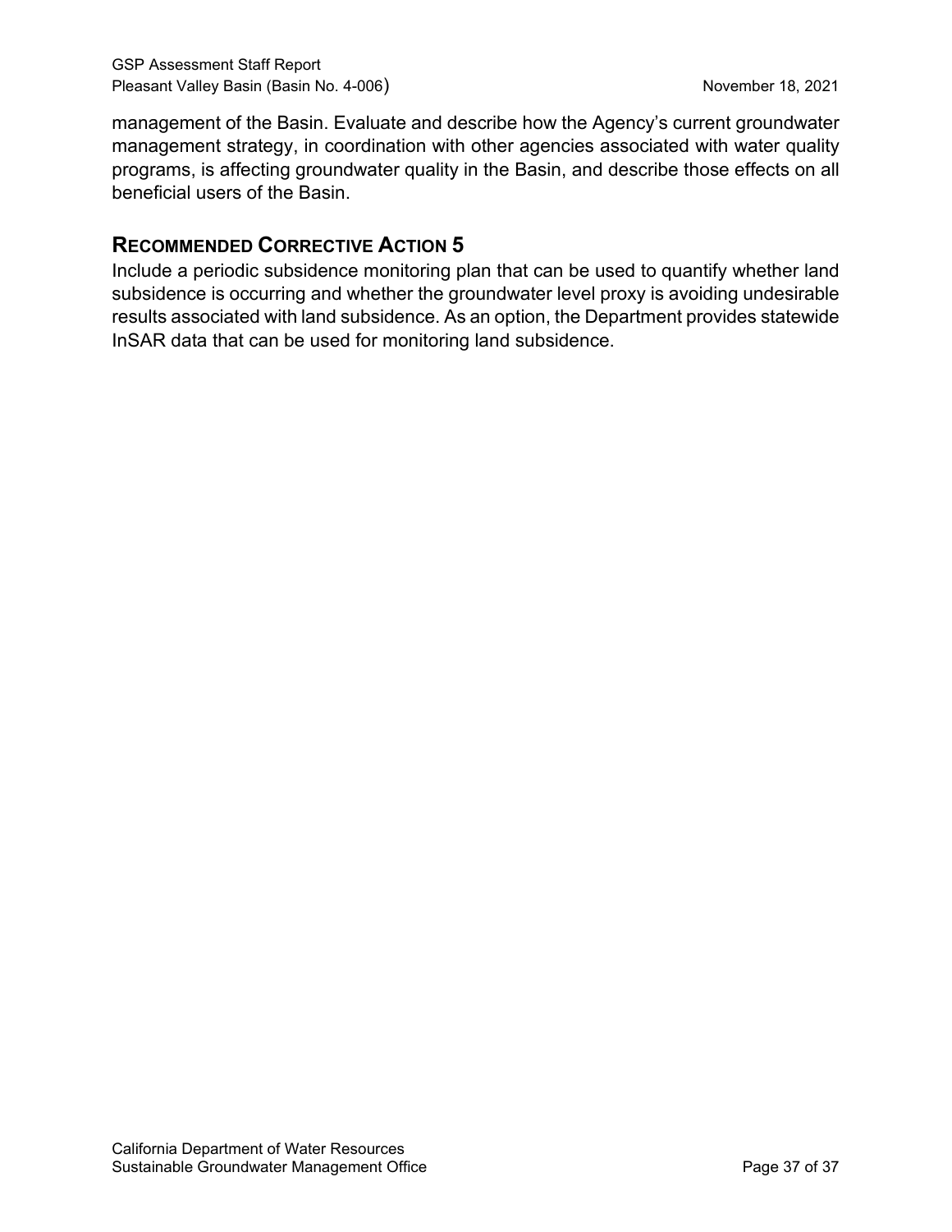management of the Basin. Evaluate and describe how the Agency's current groundwater management strategy, in coordination with other agencies associated with water quality programs, is affecting groundwater quality in the Basin, and describe those effects on all beneficial users of the Basin.

## RECOMMENDED CORRECTIVE ACTION 5

Include a periodic subsidence monitoring plan that can be used to quantify whether land subsidence is occurring and whether the groundwater level proxy is avoiding undesirable results associated with land subsidence. As an option, the Department provides statewide InSAR data that can be used for monitoring land subsidence.